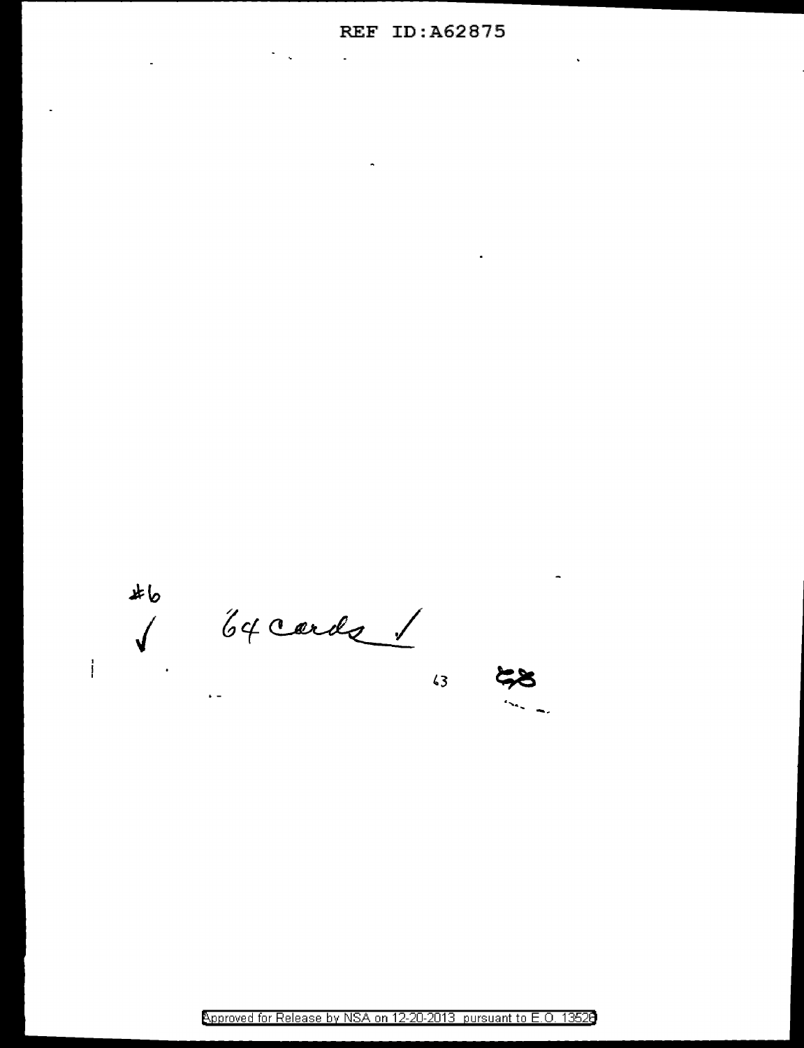REF ID:A62875

#6

✓ 64 cards ✓

43

Approved for Release by NSA on 12-20-2013 pursuant to E.O. 13526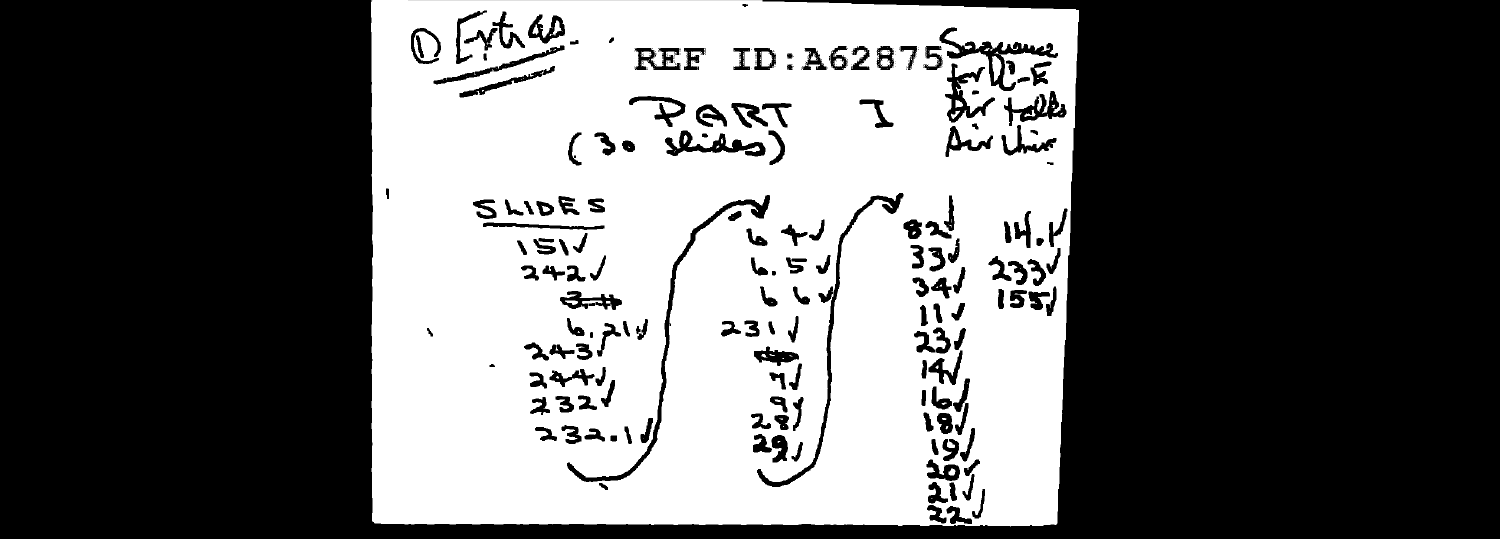① Extras

REF ID:A62875

Sequence for DC-E Dir talks Air Univ

PART I
(30 slides)

SLIDES

| | | | |
|---|---|---|---|
| 151✓ | 6.4✓ | 82✓ | 14.1✓ |
| 242✓ | 6.5✓ | 33✓ | 233✓ |
| ~~3~~ | 6.6✓ | 34✓ | 155✓ |
| 6.21✓ | 231✓ | 11✓ | |
| 243✓ | ~~4~~ | 23✓ | |
| 244✓ | 4✓ | 14✓ | |
| 232✓ | 9✓ | 16✓ | |
| 232.1✓ | 28✓ | 18✓ | |
| | 29✓ | 19✓ | |
| | | 20✓ | |
| | | 21✓ | |
| | | 22✓ | |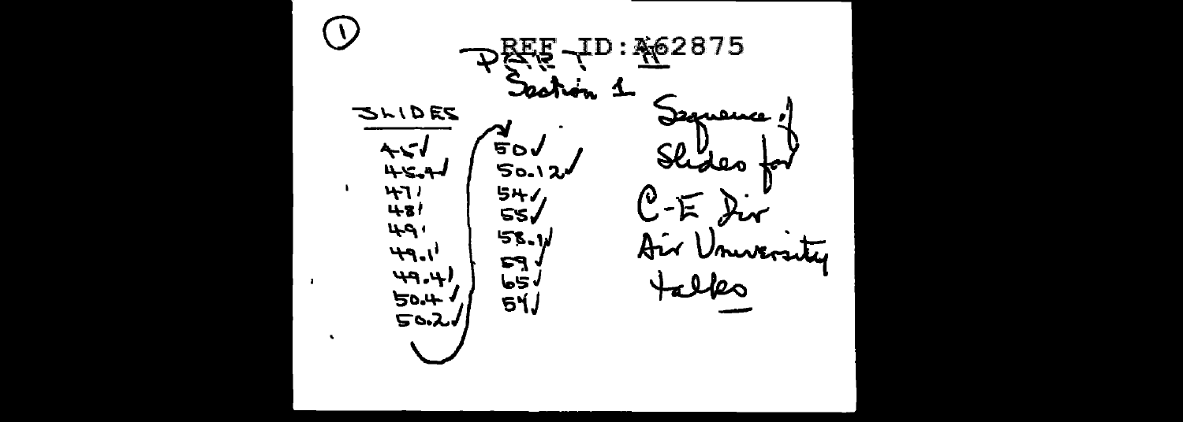①

REF ID:A62875

PART II

Section 1

SLIDES

45✓
45.4✓
47'
48'
49'
49.1'
49.4'
50.4✓
50.2✓
50✓
50.12✓
54✓
55✓
58.1✓
59✓
65✓
54✓

Sequence of Slides for C-E Div Air University talks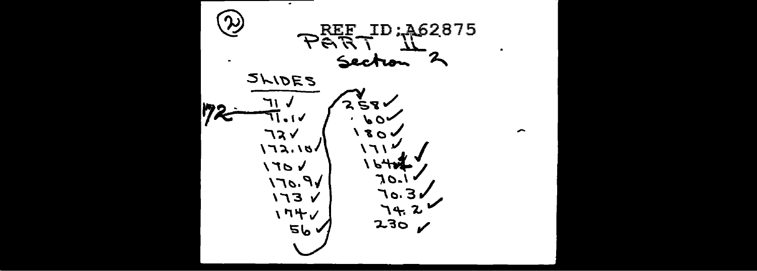(2)

REF ID:A62875

PART II
Section 2

SLIDES

172 — 71 ✓
71.1 ✓
72 ✓
172.10 ✓
170 ✓
170.9 ✓
173 ✓
174 ✓
56 ✓

258 ✓
.60 ✓
180 ✓
171 ✓
164 ✓
70.1 ✓
70.3 ✓
74.2 ✓
230 ✓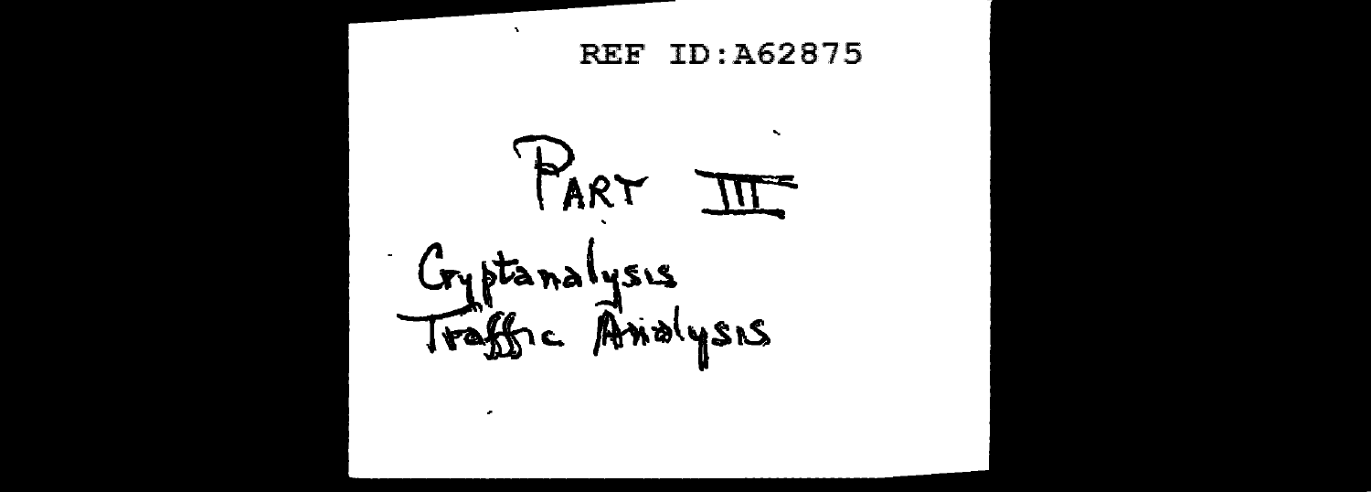# PART III

Cryptanalysis

Traffic Analysis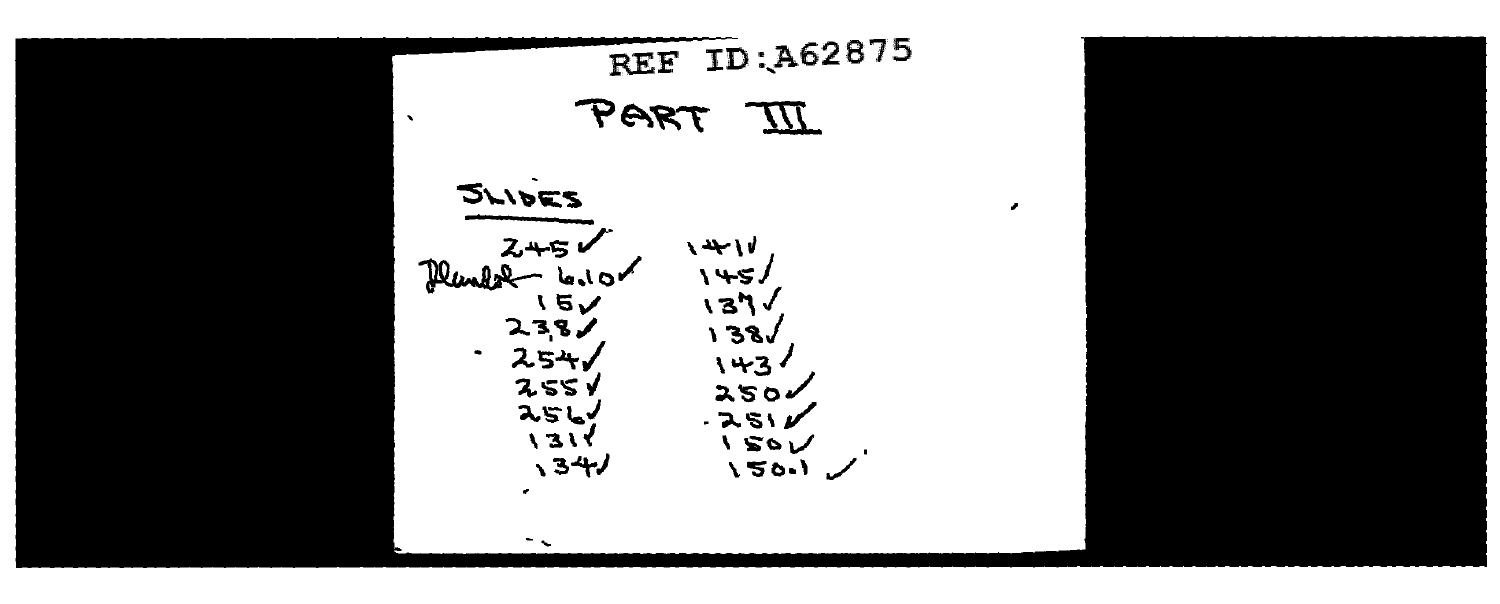REF ID:A62875

# PART III

**SLIDES**

245 ✓
~~Hamlet~~ 6.10 ✓
15 ✓
238 ✓
254 ✓
255 ✓
256 ✓
131 ✓
134 ✓

141 ✓
145 ✓
137 ✓
138 ✓
143 ✓
250 ✓
251 ✓
150 ✓
150.1 ✓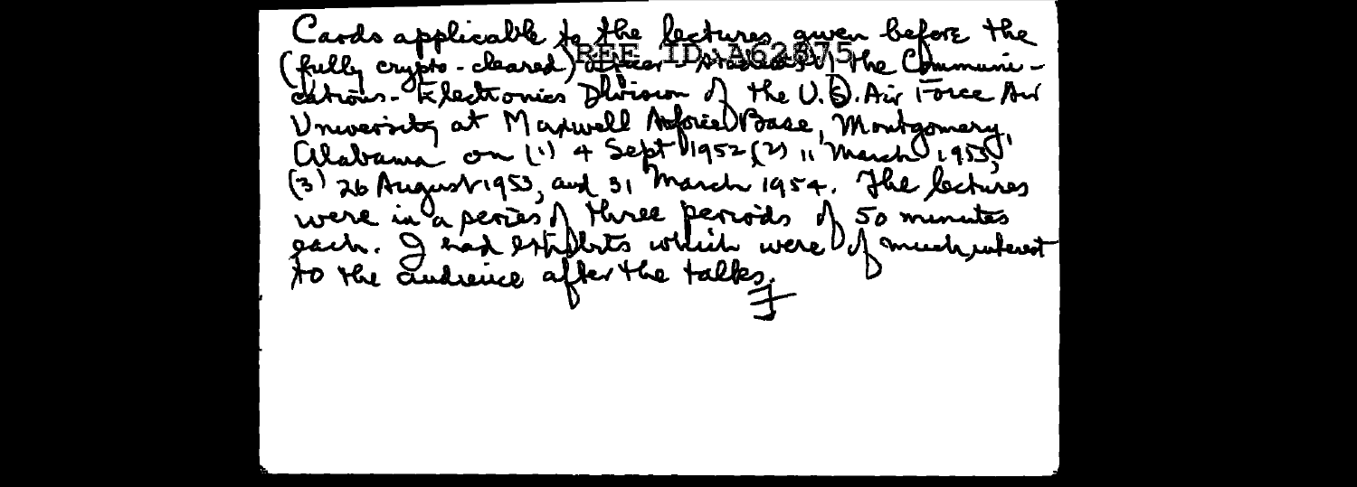Cards applicable to the lectures given before the (fully crypto-cleared) officer [REF ID:A62875] of the Communications-Electronics Division of the U.S. Air Force Air University at Maxwell Airforce Base, Montgomery, Alabama on (1) 4 Sept 1952 (2) 11 March 1953, (3) 26 August 1953, and 31 March 1954. The lectures were in a series of three periods of 50 minutes each. I had exhibits which were of much interest to the audience after the talks.

F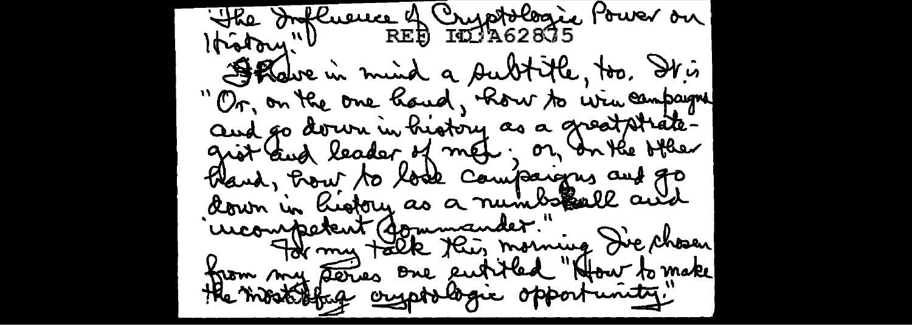"The Influence of Cryptologic Power on History."

REF ID:A62875

I have in mind a subtitle, too. It is "Or, on the one hand, how to win campaigns and go down in history as a great strategist and leader of men; or, on the other hand, how to lose campaigns and go down in history as a numbskull and incompetent commander."

For my talk this morning I've chosen from my series one entitled "How to make the most of a cryptologic opportunity."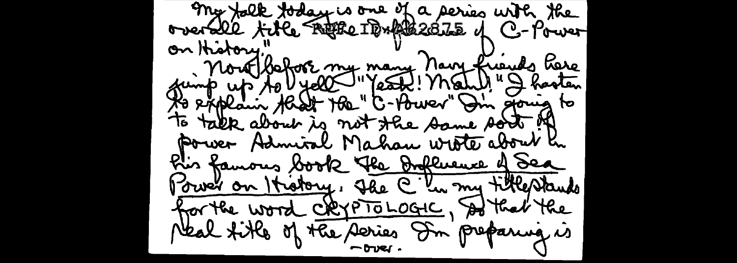My talk today is one of a series with the overall title "REF ID:A62875 of C-Power on History."

Now, before my many Navy friends here jump up to yell "Yeah! Mahan!" I hasten to explain that the "C-Power" I'm going to to talk about is not the same sort of power Admiral Mahan wrote about in his famous book <u>The Influence of Sea Power on History</u>. The C in my title stands for the word CRYPTOLOGIC, so that the real title of the series I'm preparing is

-over-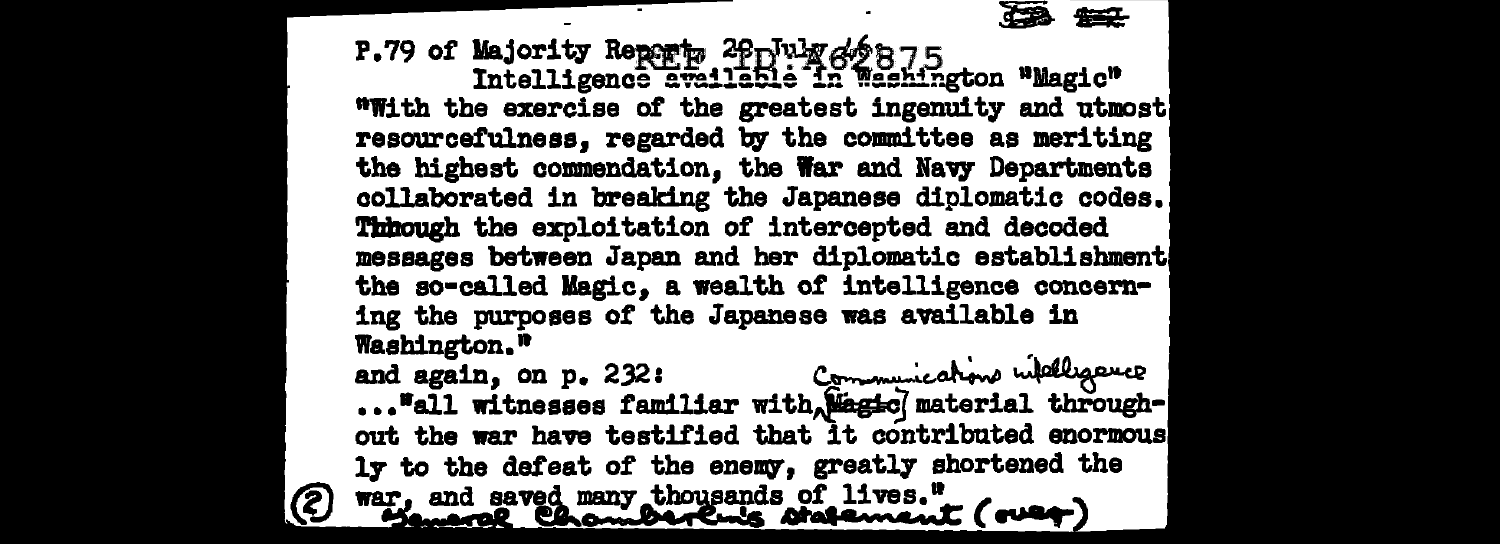P.79 of Majority Report, 20 July 46

REF ID:A62875

Intelligence available in Washington "Magic"

"With the exercise of the greatest ingenuity and utmost resourcefulness, regarded by the committee as meriting the highest commendation, the War and Navy Departments collaborated in breaking the Japanese diplomatic codes. Through the exploitation of intercepted and decoded messages between Japan and her diplomatic establishment the so-called Magic, a wealth of intelligence concerning the purposes of the Japanese was available in Washington."

and again, on p. 232: ..."all witnesses familiar with ~~Magic~~ Communications intelligence material throughout the war have testified that it contributed enormously to the defeat of the enemy, greatly shortened the war, and saved many thousands of lives."

(2) General Chamberlin's statement (over)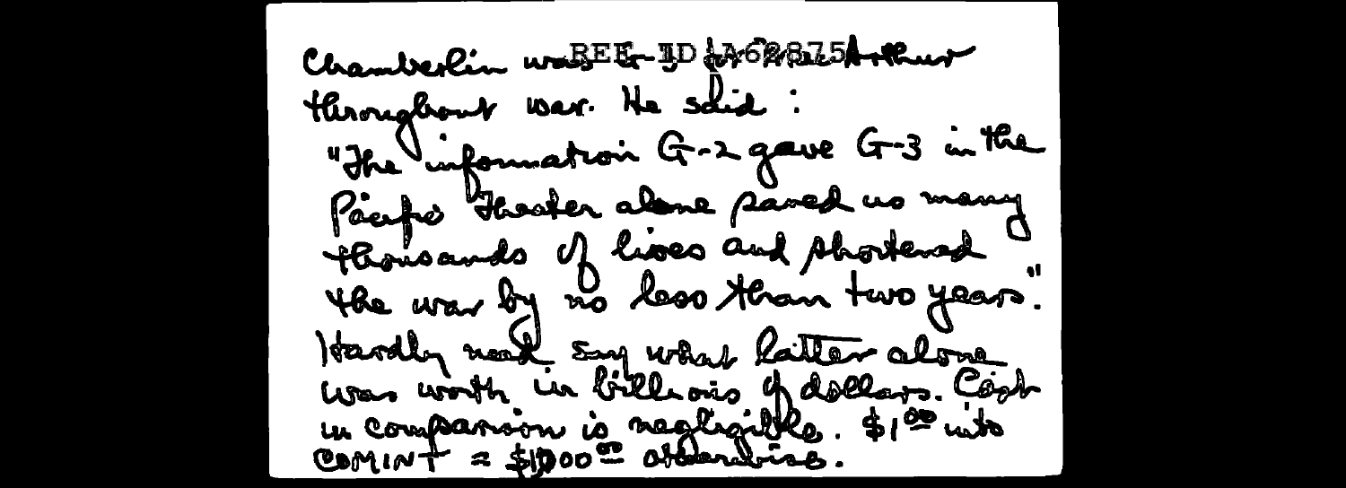Chamberlin was REF ID:A62875 Arthur throughout war. He said:

"The information G-2 gave G-3 in the Pacific Theater alone saved us many thousands of lives and shortened the war by no less than two years".

Hardly need say what latter alone was worth in billions of dollars. Cost in comparison is negligible. $1.00 into COMINT = $1000.00 otherwise.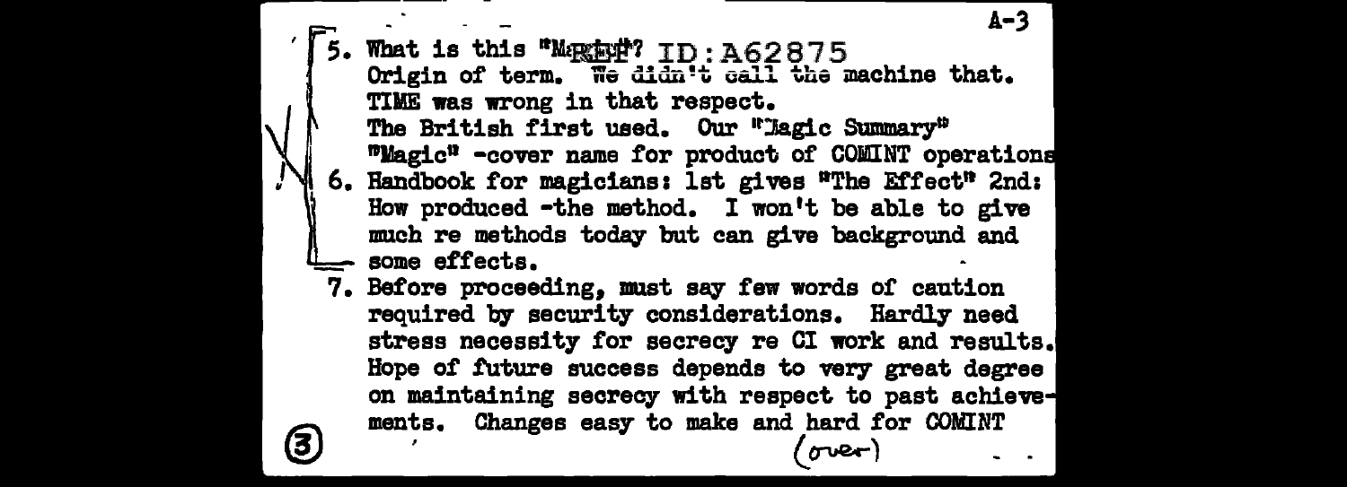5. What is this "MAGIC"? ID:A62875
   Origin of term. We didn't call the machine that.
   TIME was wrong in that respect.
   The British first used. Our "Magic Summary"
   "Magic" -cover name for product of COMINT operations
6. Handbook for magicians: 1st gives "The Effect" 2nd:
   How produced -the method. I won't be able to give
   much re methods today but can give background and
   some effects.
7. Before proceeding, must say few words of caution
   required by security considerations. Hardly need
   stress necessity for secrecy re CI work and results.
   Hope of future success depends to very great degree
   on maintaining secrecy with respect to past achievements. Changes easy to make and hard for COMINT

(over)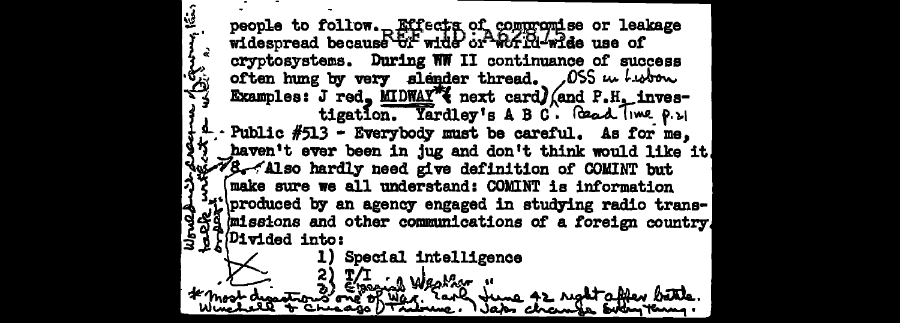people to follow. Effects of compromise or leakage widespread because of wide or world-wide use of cryptosystems. During WW II continuance of success often hung by very slender thread. OSS in Lisbon Examples: J red, MIDWAY* (next card) (and P.H. investigation. Yardley's A B C. Read Time p.21

Public #513 - Everybody must be careful. As for me, haven't ever been in jug and don't think would like it.

8. Also hardly need give definition of COMINT but make sure we all understand: COMINT is information produced by an agency engaged in studying radio transmissions and other communications of a foreign country. Divided into:

1) Special intelligence
2) T/I
3) Special Weather "

* most disastrous one of War. Early June 42 right after battle. Winchell & Chicago Tribune. Japs change system.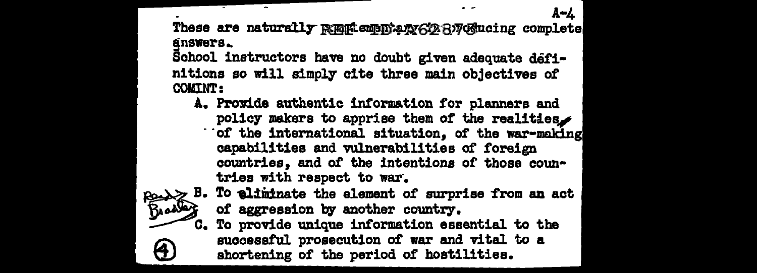These are naturally REF ID:A62877 ...ducing complete answers.

School instructors have no doubt given adequate definitions so will simply cite three main objectives of COMINT:

A. Provide authentic information for planners and policy makers to apprise them of the realities of the international situation, of the war-making capabilities and vulnerabilities of foreign countries, and of the intentions of those countries with respect to war.

B. To eliminate the element of surprise from an act of aggression by another country.

C. To provide unique information essential to the successful prosecution of war and vital to a shortening of the period of hostilities.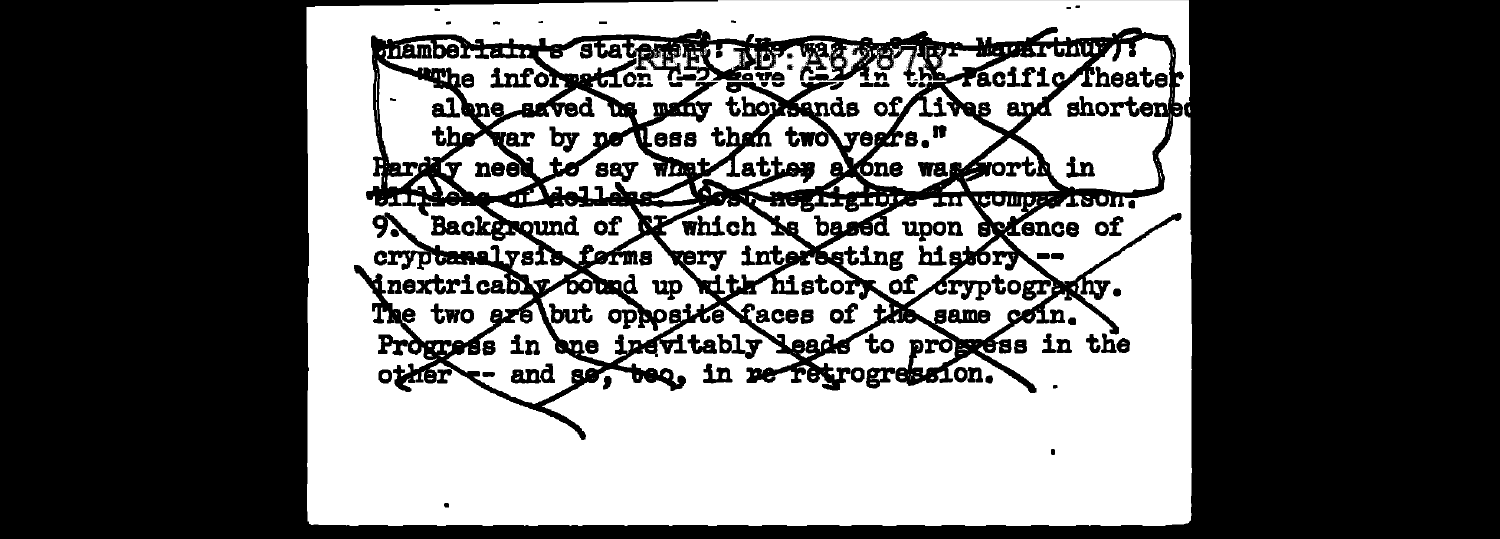Chamberlain's statement: (He was G-2 for MacArthur):
"The information G-2 gave G-3 in the Pacific Theater alone saved us many thousands of lives and shortened the war by no less than two years."
Hardly need to say what latter alone was worth in billions of dollars. Cost negligible in comparison.

9. Background of CI which is based upon science of cryptanalysis forms very interesting history -- inextricably bound up with history of cryptography. The two are but opposite faces of the same coin. Progress in one inevitably leads to progress in the other -- and so, too, in re retrogression.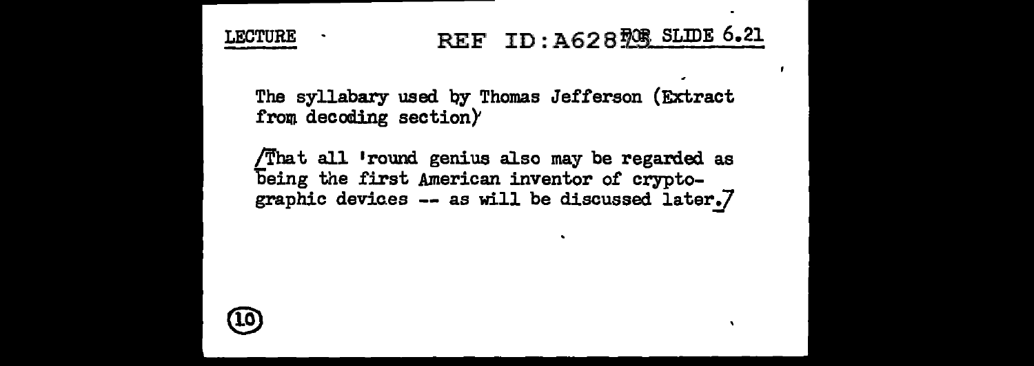LECTURE FOR SLIDE 6.21

The syllabary used by Thomas Jefferson (Extract from decoding section)

[That all 'round genius also may be regarded as being the first American inventor of cryptographic devices -- as will be discussed later.]

(10)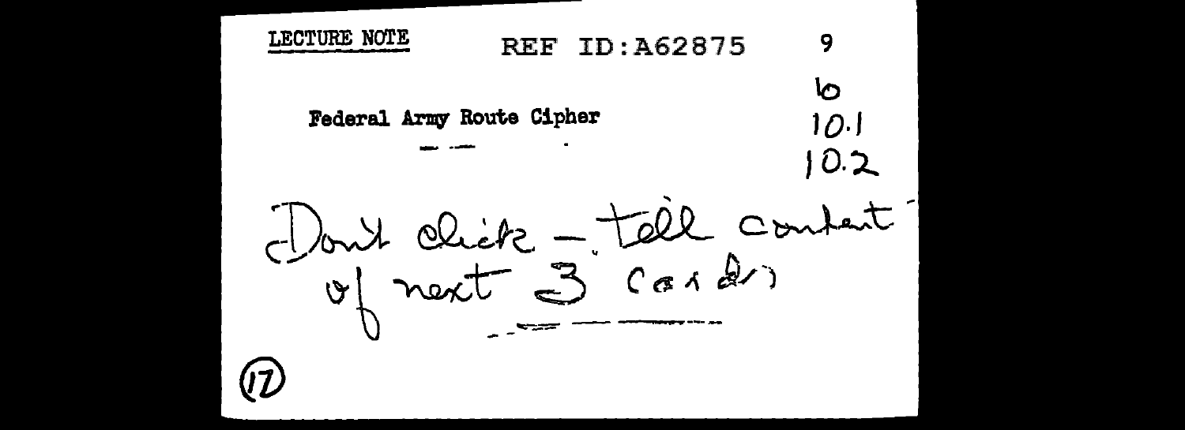LECTURE NOTE

9
10
10.1
10.2

Federal Army Route Cipher

Don't click – tell content of next 3 cards

(17)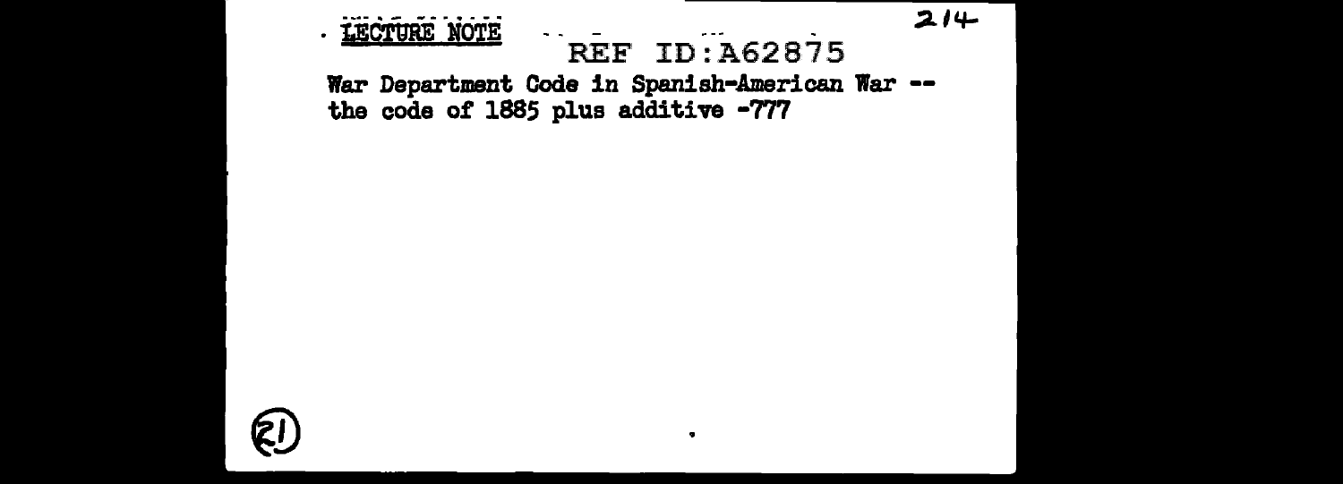LECTURE NOTE

REF ID:A62875

War Department Code in Spanish-American War -- the code of 1885 plus additive -777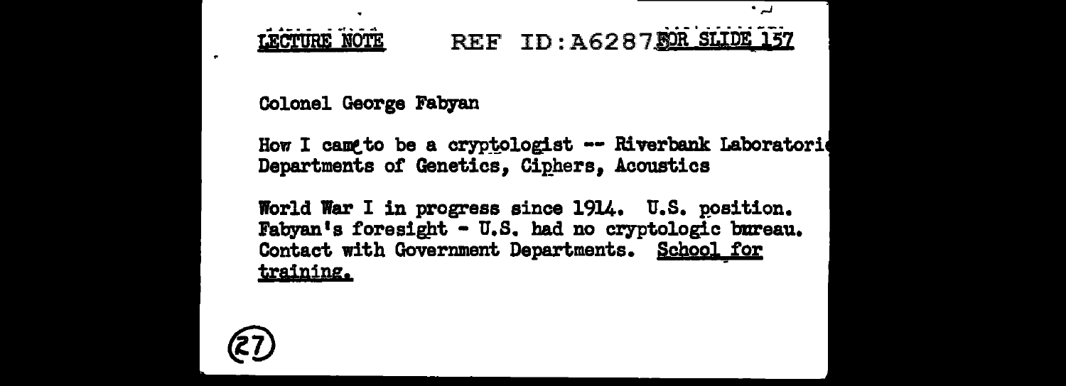LECTURE NOTE REF ID:A62870 FOR SLIDE 157

Colonel George Fabyan

How I came to be a cryptologist -- Riverbank Laboratori
Departments of Genetics, Ciphers, Acoustics

World War I in progress since 1914. U.S. position.
Fabyan's foresight - U.S. had no cryptologic bureau.
Contact with Government Departments. School for training.

(27)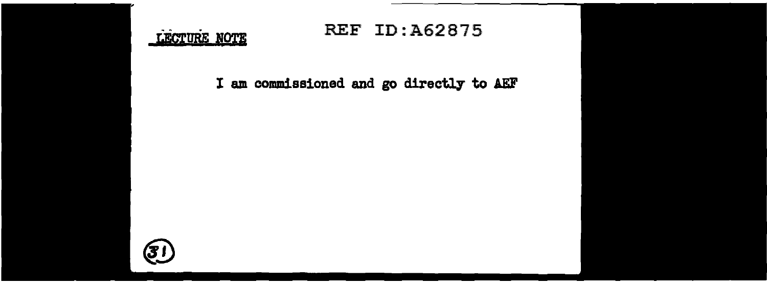LECTURE NOTE

REF ID:A62875

I am commissioned and go directly to AEF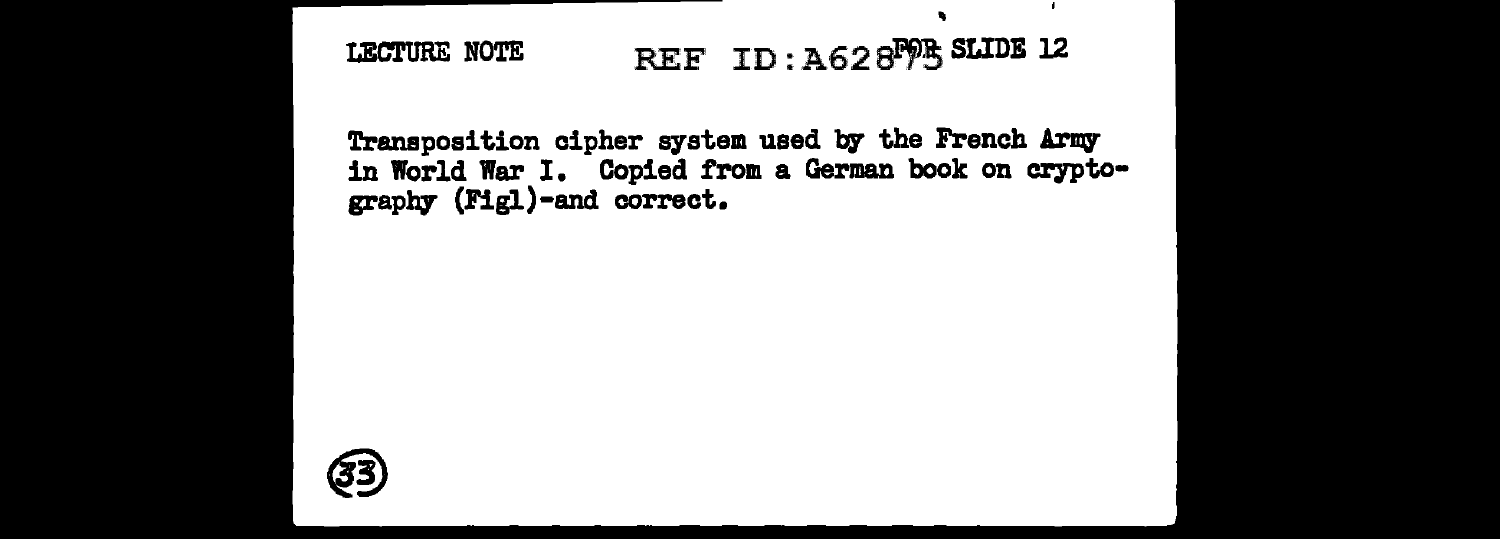LECTURE NOTE REF ID:A62875 FOR SLIDE 12

Transposition cipher system used by the French Army in World War I. Copied from a German book on cryptography (Figl)-and correct.

(33)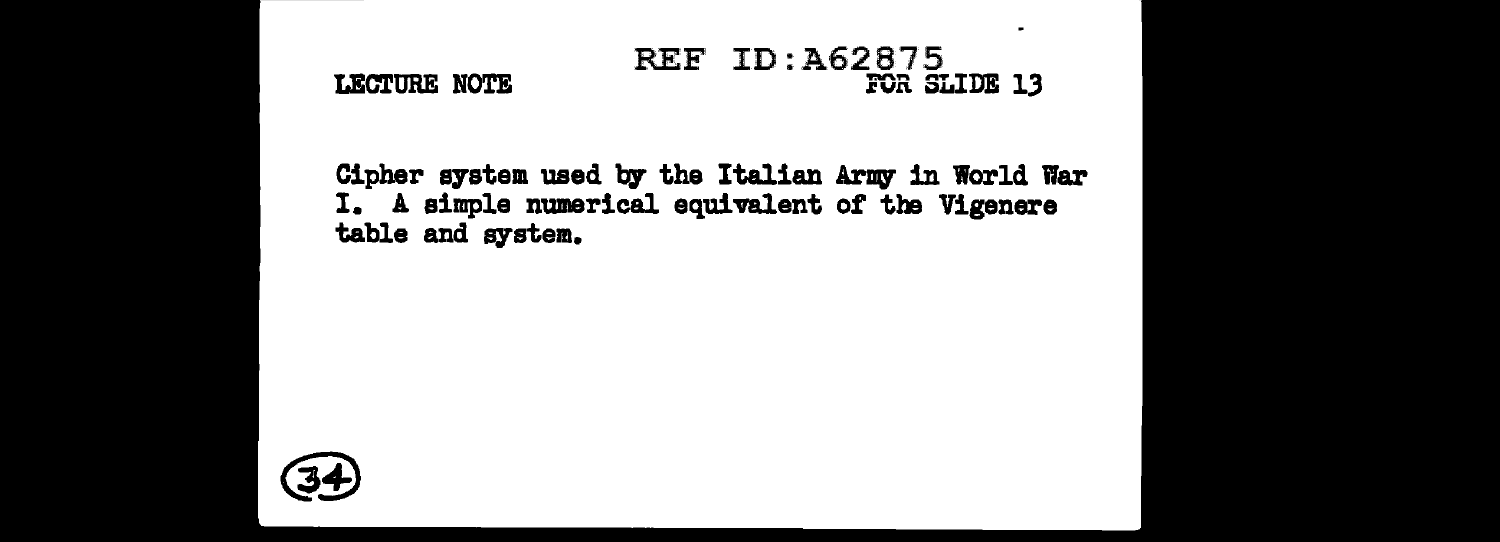REF ID:A62875

LECTURE NOTE FOR SLIDE 13

Cipher system used by the Italian Army in World War I. A simple numerical equivalent of the Vigenere table and system.

(34)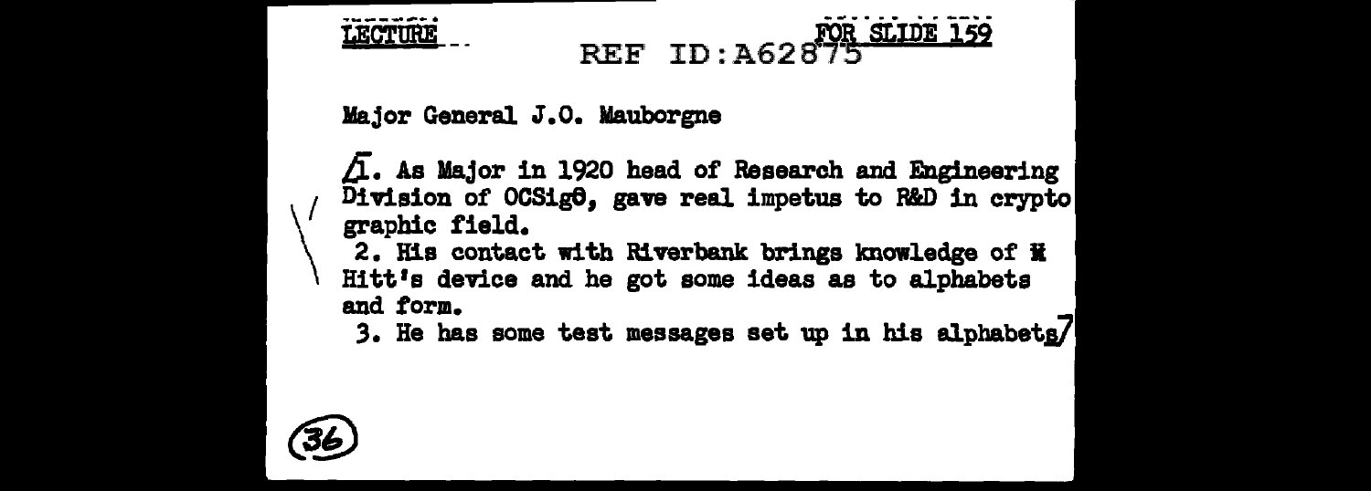LECTURE FOR SLIDE 159

REF ID:A62875

Major General J.O. Mauborgne

1. As Major in 1920 head of Research and Engineering Division of OCSigO, gave real impetus to R&D in crypto graphic field.

2. His contact with Riverbank brings knowledge of M Hitt's device and he got some ideas as to alphabets and form.

3. He has some test messages set up in his alphabets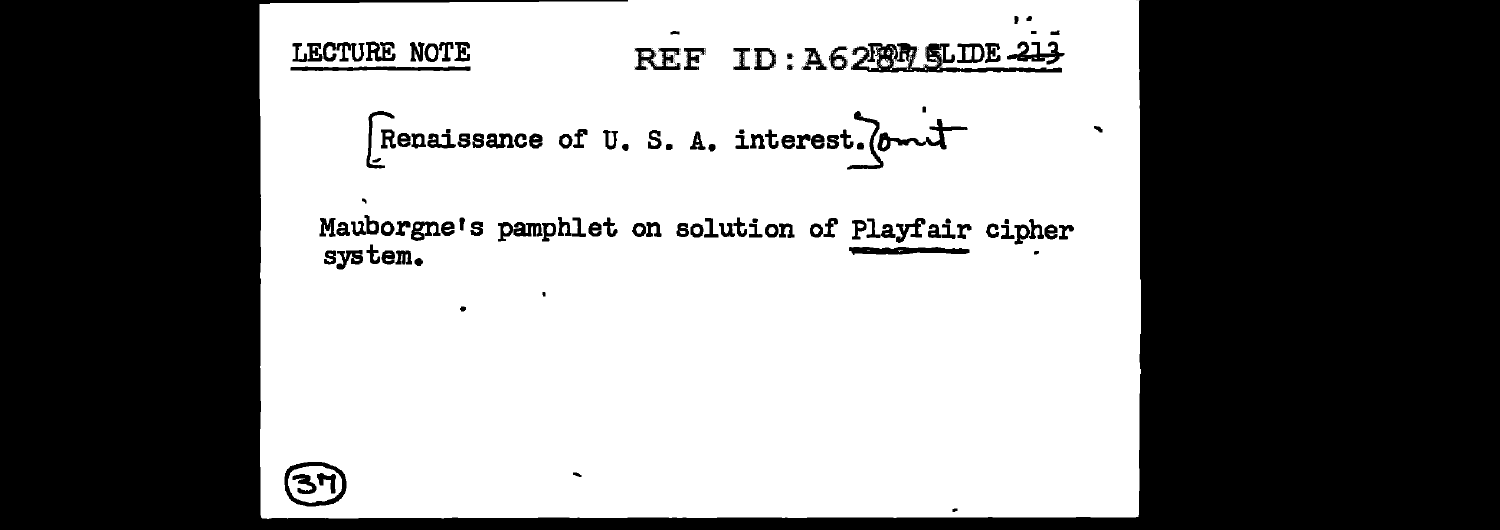LECTURE NOTE

FOR SLIDE 213

[Renaissance of U. S. A. interest.] omit

Mauborgne's pamphlet on solution of Playfair cipher system.

(37)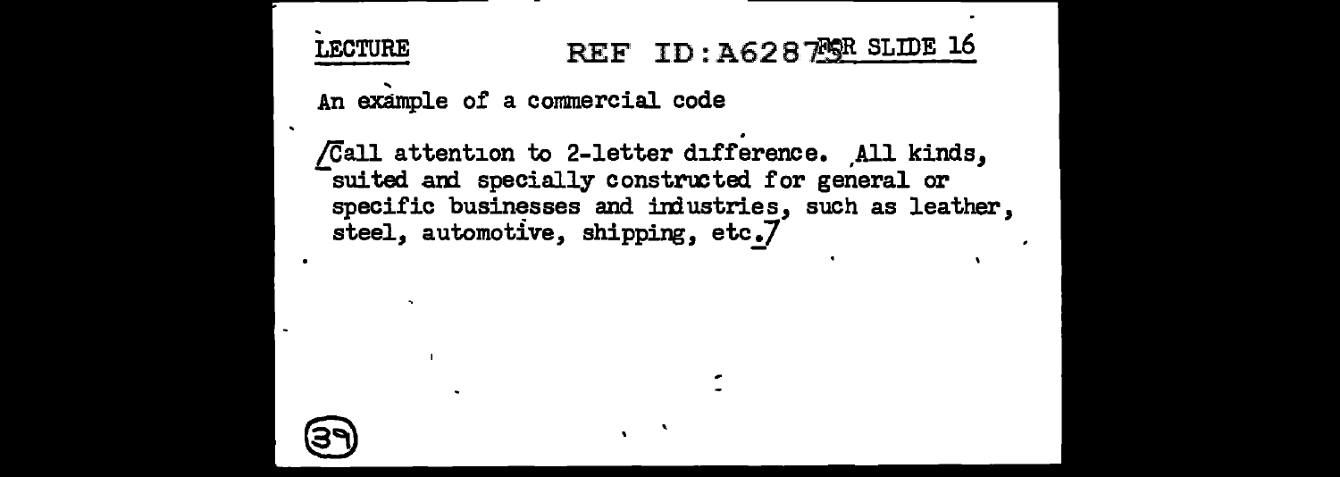LECTURE REF ID:A62875 FOR SLIDE 16

An example of a commercial code

[Call attention to 2-letter difference. All kinds, suited and specially constructed for general or specific businesses and industries, such as leather, steel, automotive, shipping, etc.]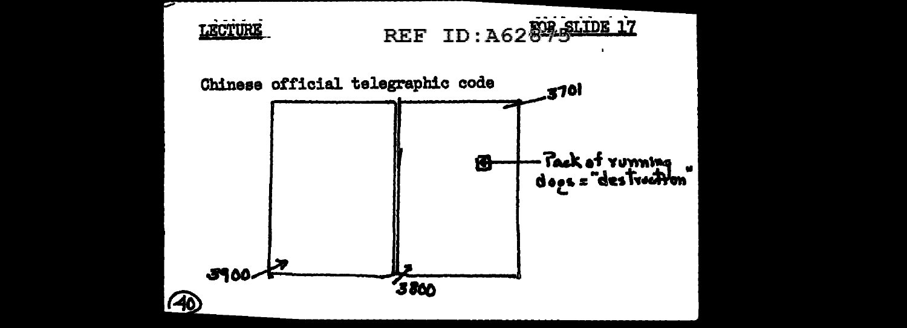LECTURE

FOR SLIDE 17

Chinese official telegraphic code

3701

Pack of running dogs = "destruction"

3900

3800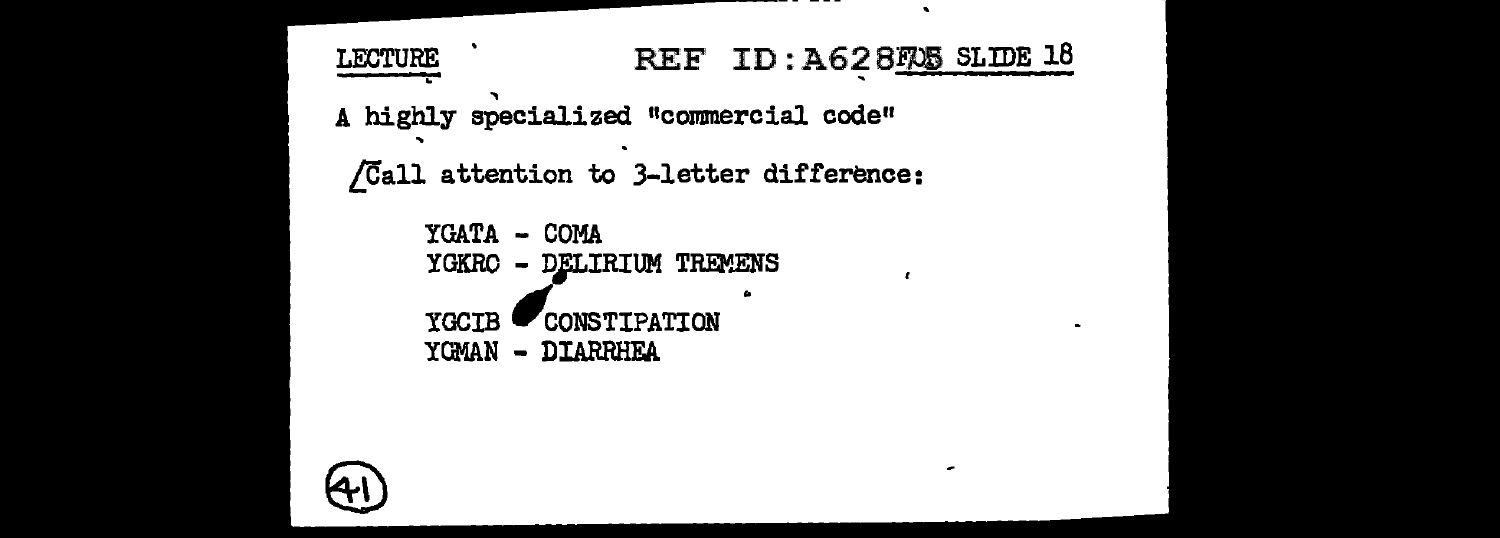LECTURE REF ID:A628705 SLIDE 18

A highly specialized "commercial code"

/Call attention to 3-letter difference:

YGATA - COMA
YGKRO - DELIRIUM TREMENS

YGCIB - CONSTIPATION
YGMAN - DIARRHEA

(41)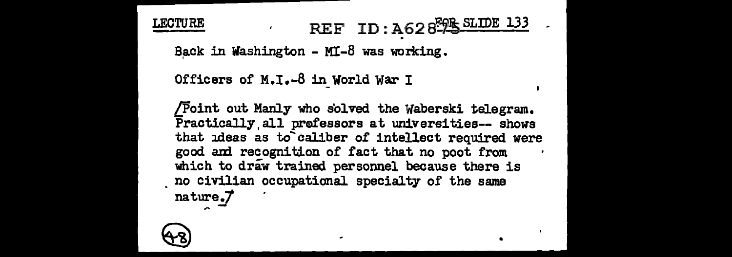LECTURE — FOR SLIDE 133

Back in Washington - MI-8 was working.

Officers of M.I.-8 in World War I

[Point out Manly who solved the Waberski telegram. Practically all professors at universities-- shows that ideas as to caliber of intellect required were good and recognition of fact that no poot from which to draw trained personnel because there is no civilian occupational specialty of the same nature.]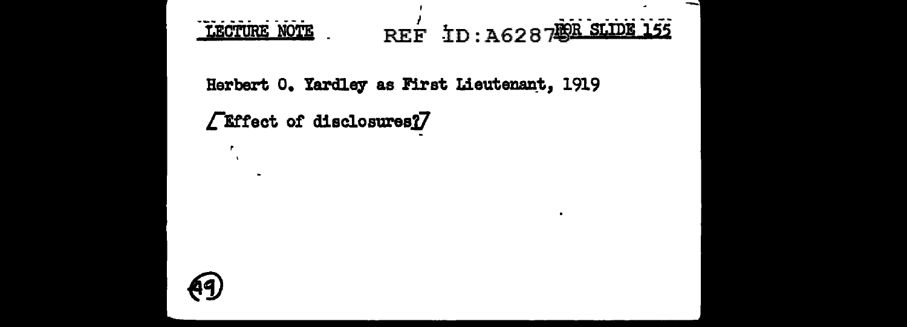LECTURE NOTE REF ID:A62878 FOR SLIDE 155

Herbert O. Yardley as First Lieutenant, 1919

[Effect of disclosures?]

49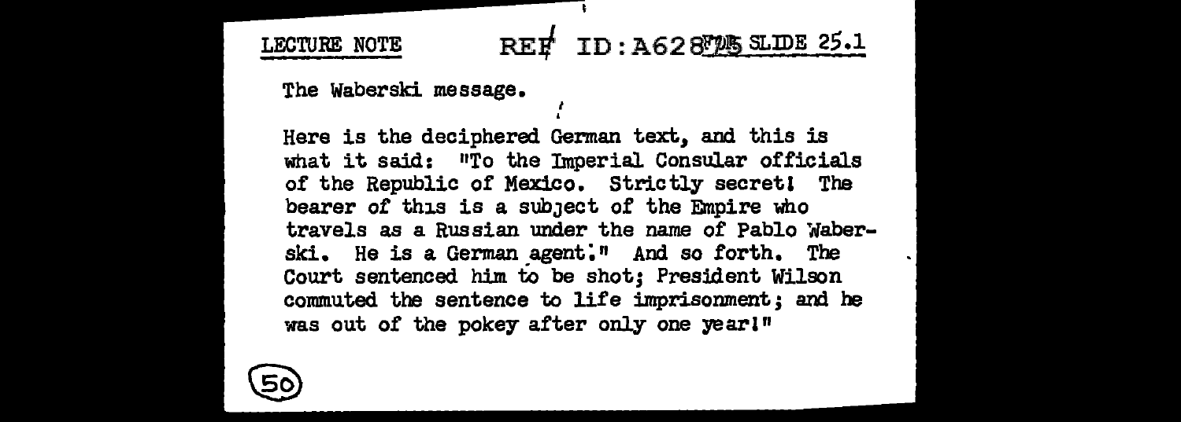LECTURE NOTE SLIDE 25.1

The Waberski message.

Here is the deciphered German text, and this is what it said: "To the Imperial Consular officials of the Republic of Mexico. Strictly secret! The bearer of this is a subject of the Empire who travels as a Russian under the name of Pablo Waberski. He is a German agent." And so forth. The Court sentenced him to be shot; President Wilson commuted the sentence to life imprisonment; and he was out of the pokey after only one year!"

50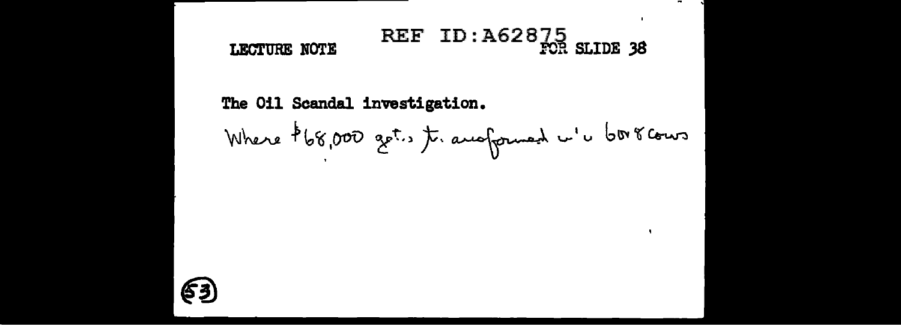LECTURE NOTE FOR SLIDE 38

The Oil Scandal investigation.

Where $68,000 got transformed into 608 cows

(53)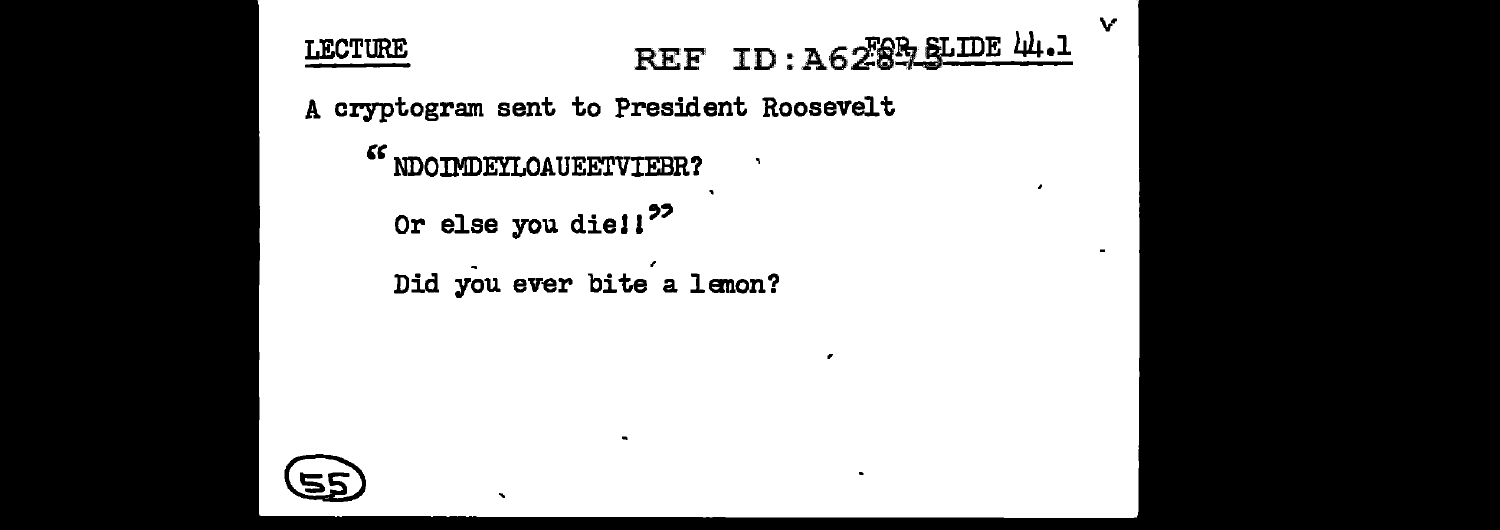LECTURE FOR SLIDE 44.1

A cryptogram sent to President Roosevelt

"NDOIMDEYLOAUEETVIEBR?

Or else you die!!"

Did you ever bite a lemon?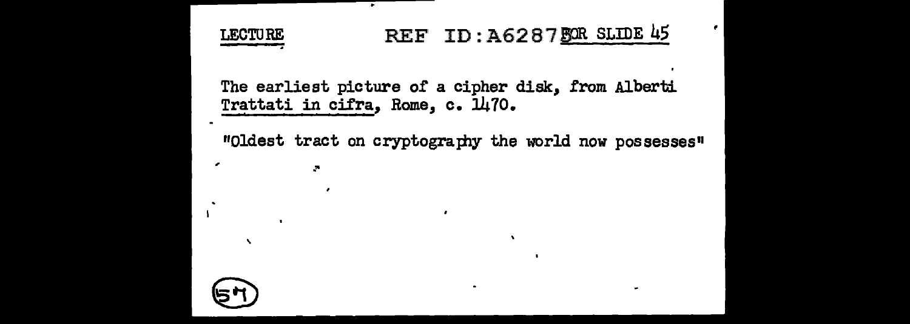LECTURE  REF ID:A6287 FOR SLIDE 45

The earliest picture of a cipher disk, from Alberti Trattati in cifra, Rome, c. 1470.

"Oldest tract on cryptography the world now possesses"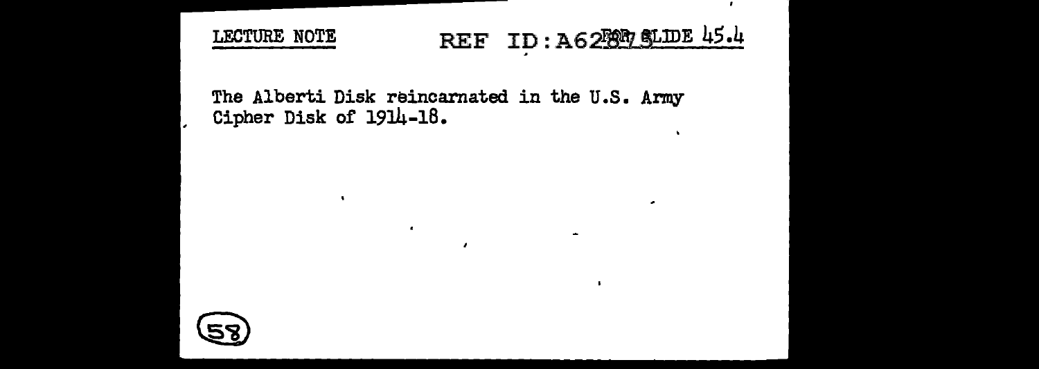LECTURE NOTE

REF ID:A62895 FOR SLIDE 45.4

The Alberti Disk reincarnated in the U.S. Army Cipher Disk of 1914-18.

(58)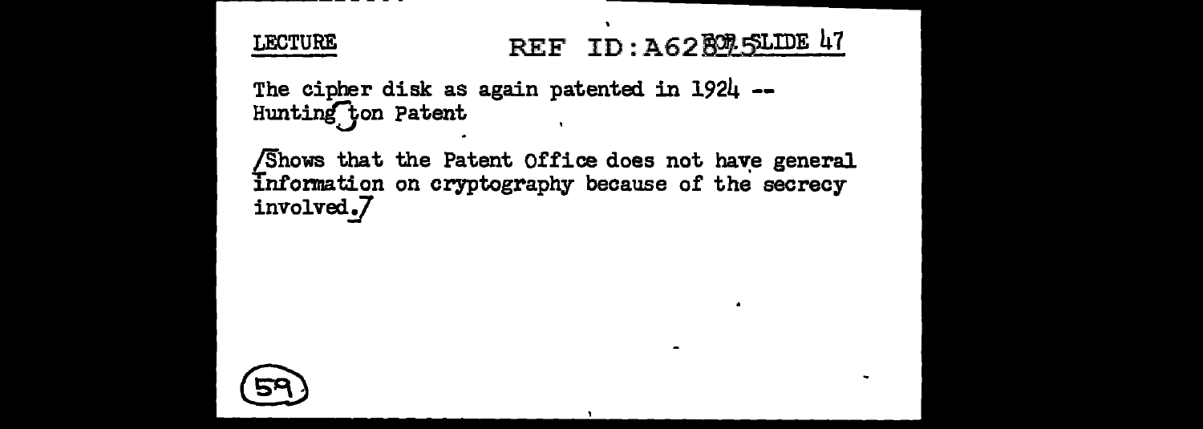LECTURE

REF ID:A62825 SLIDE 47

The cipher disk as again patented in 1924 -- Huntington Patent

/Shows that the Patent Office does not have general information on cryptography because of the secrecy involved./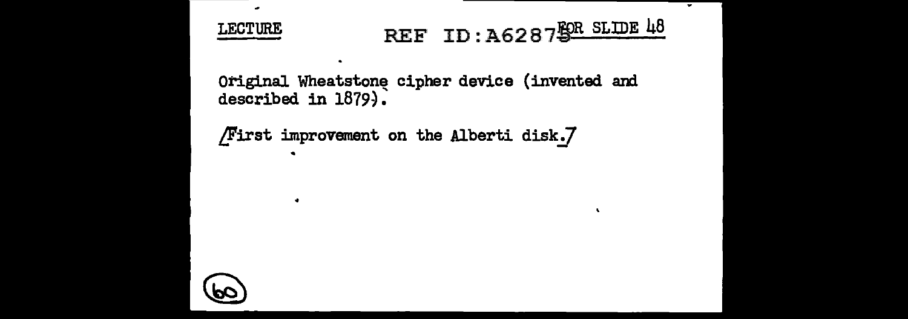LECTURE FOR SLIDE 48

Original Wheatstone cipher device (invented and described in 1879).

/First improvement on the Alberti disk./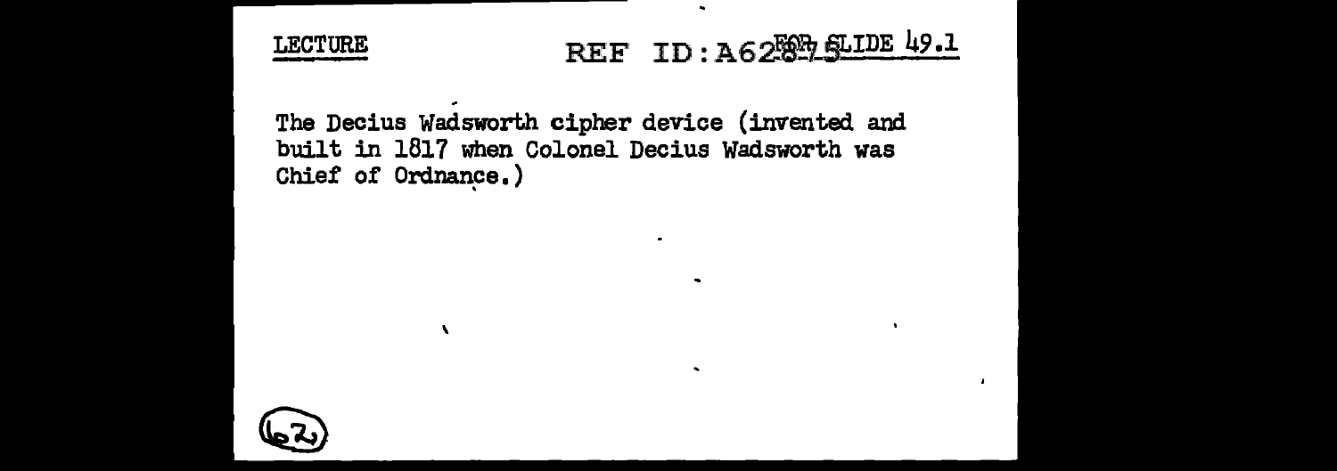LECTURE

REF ID:A62875 FOR SLIDE 49.1

The Decius Wadsworth cipher device (invented and built in 1817 when Colonel Decius Wadsworth was Chief of Ordnance.)

(62)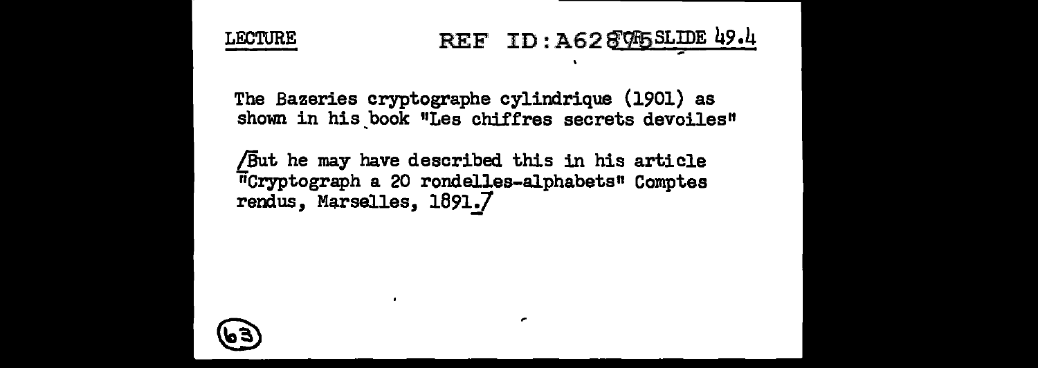LECTURE

SLIDE 49.4

The Bazeries cryptographe cylindrique (1901) as shown in his book "Les chiffres secrets devoiles"

/But he may have described this in his article "Cryptograph a 20 rondelles-alphabets" Comptes rendus, Marselles, 1891./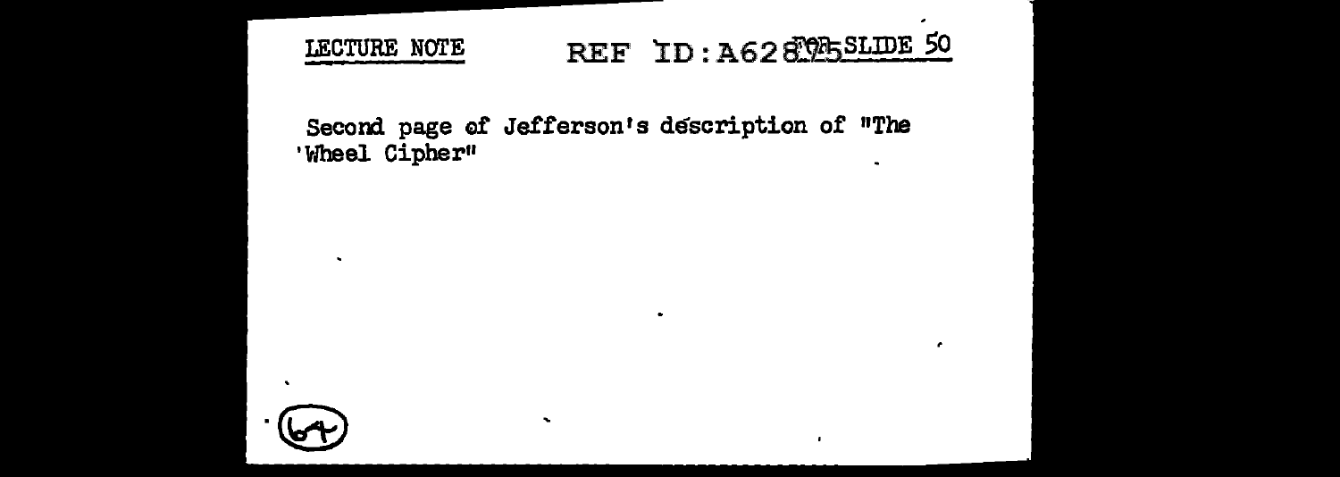LECTURE NOTE REF ID:A62895 FOR SLIDE 50

Second page of Jefferson's description of "The 'Wheel Cipher"

(64)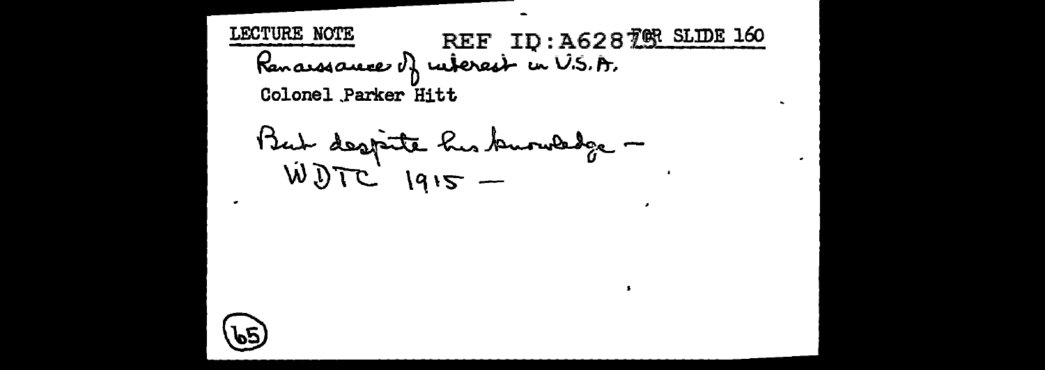LECTURE NOTE REF ID:A628?? FOR SLIDE 160

Renaissance of interest in U.S.A.

Colonel Parker Hitt

But despite his knowledge –
WDTC 1915 –

65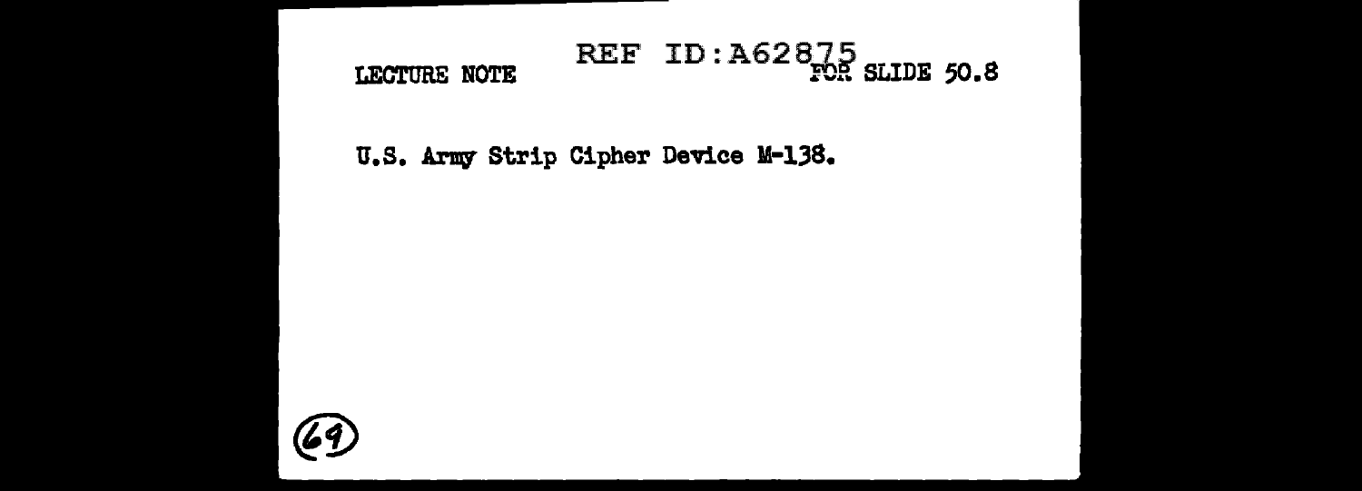LECTURE NOTE REF ID:A62875 FOR SLIDE 50.8

U.S. Army Strip Cipher Device M-138.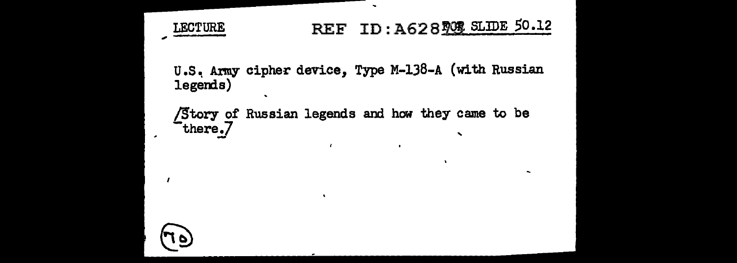LECTURE FOR SLIDE 50.12

REF ID:A62808

U.S. Army cipher device, Type M-138-A (with Russian legends)

/Story of Russian legends and how they came to be there./

(70)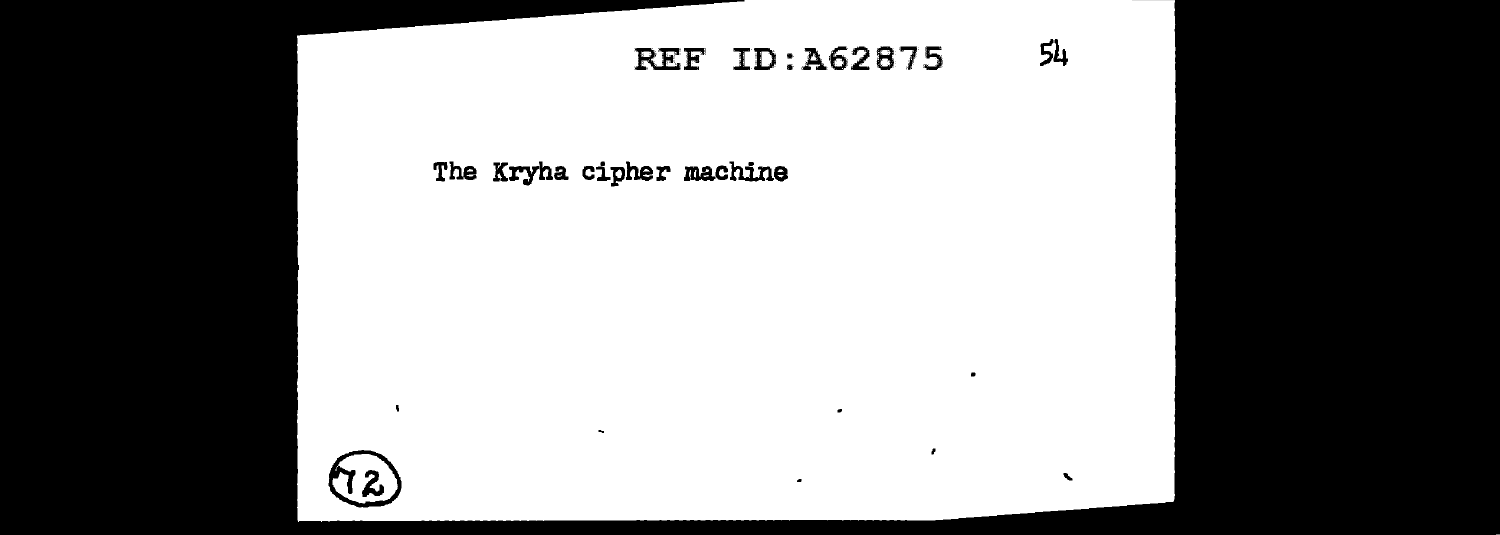The Kryha cipher machine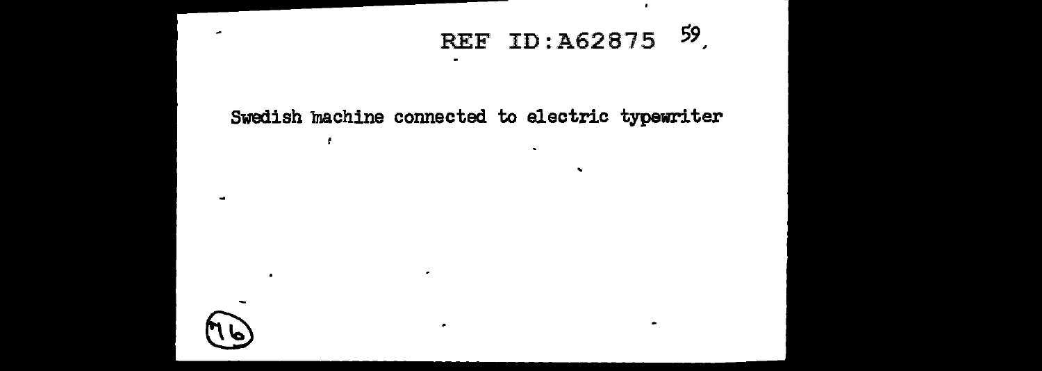REF ID:A62875 59.

Swedish machine connected to electric typewriter

(76)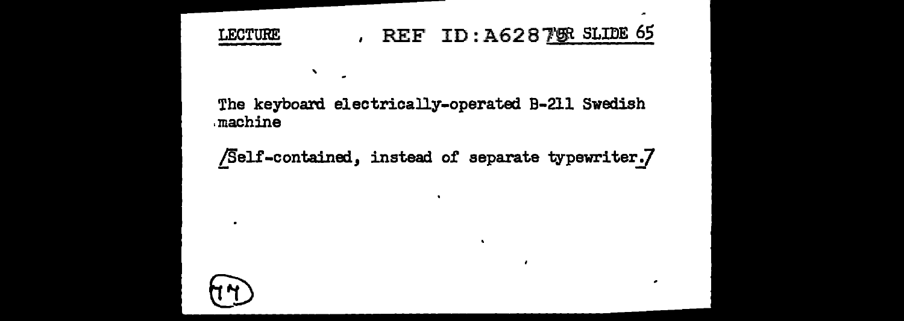LECTURE REF ID:A62879 FOR SLIDE 65

The keyboard electrically-operated B-211 Swedish machine

/Self-contained, instead of separate typewriter./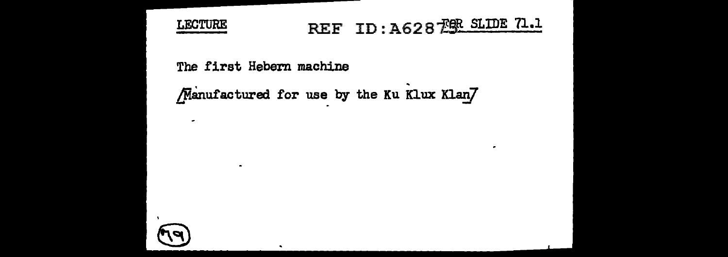LECTURE

FOR SLIDE 71.1

The first Hebern machine

[Manufactured for use by the Ku Klux Klan]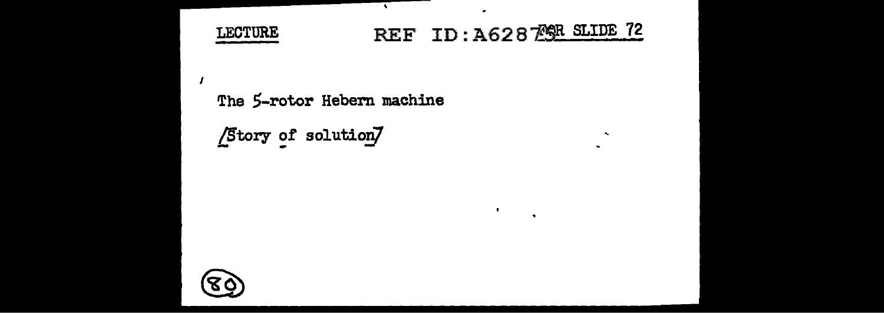LECTURE FOR SLIDE 72

The 5-rotor Hebern machine

[Story of solution]

(80)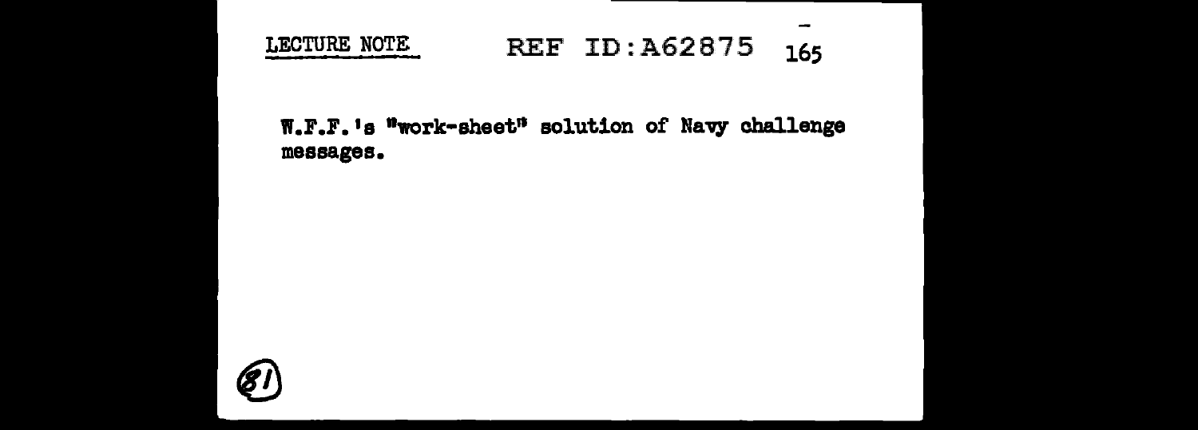LECTURE NOTE REF ID:A62875 165

W.F.F.'s "work-sheet" solution of Navy challenge messages.

(81)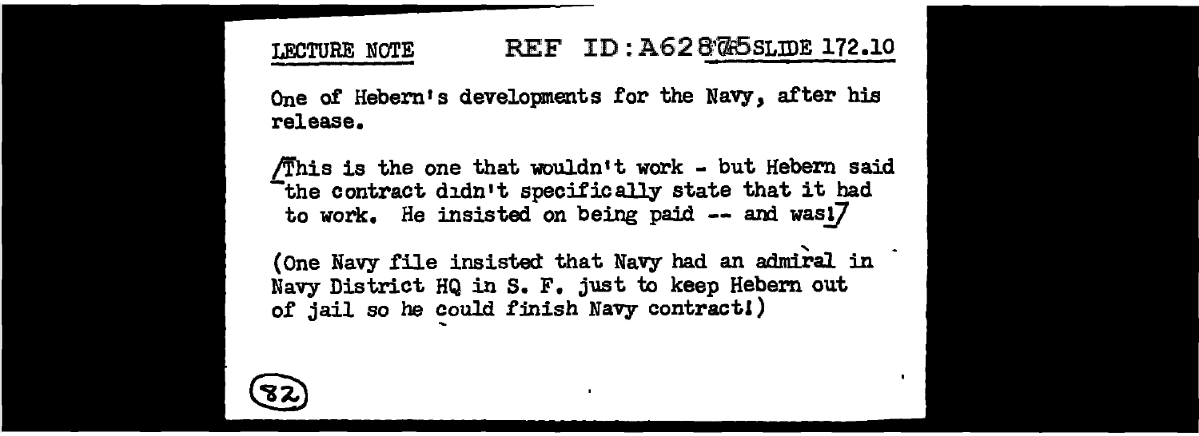LECTURE NOTE REF ID:A62875 SLIDE 172.10

One of Hebern's developments for the Navy, after his release.

[This is the one that wouldn't work - but Hebern said the contract didn't specifically state that it had to work. He insisted on being paid -- and was!]

(One Navy file insisted that Navy had an admiral in Navy District HQ in S. F. just to keep Hebern out of jail so he could finish Navy contract!)

(82)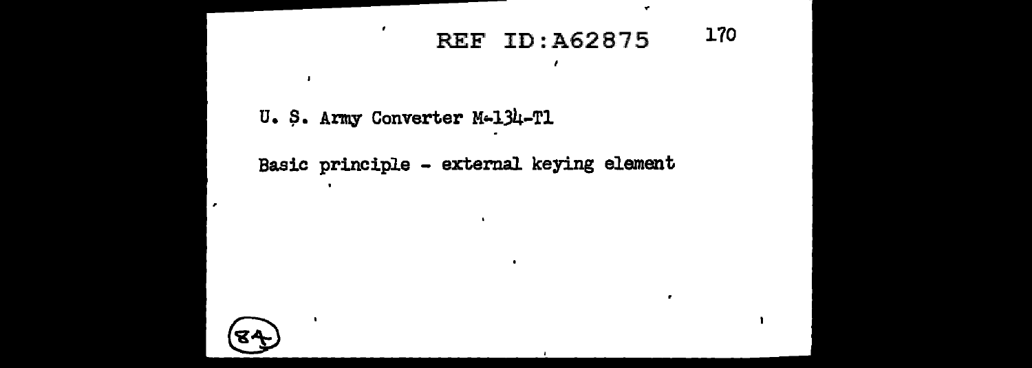U. S. Army Converter M-134-T1

Basic principle - external keying element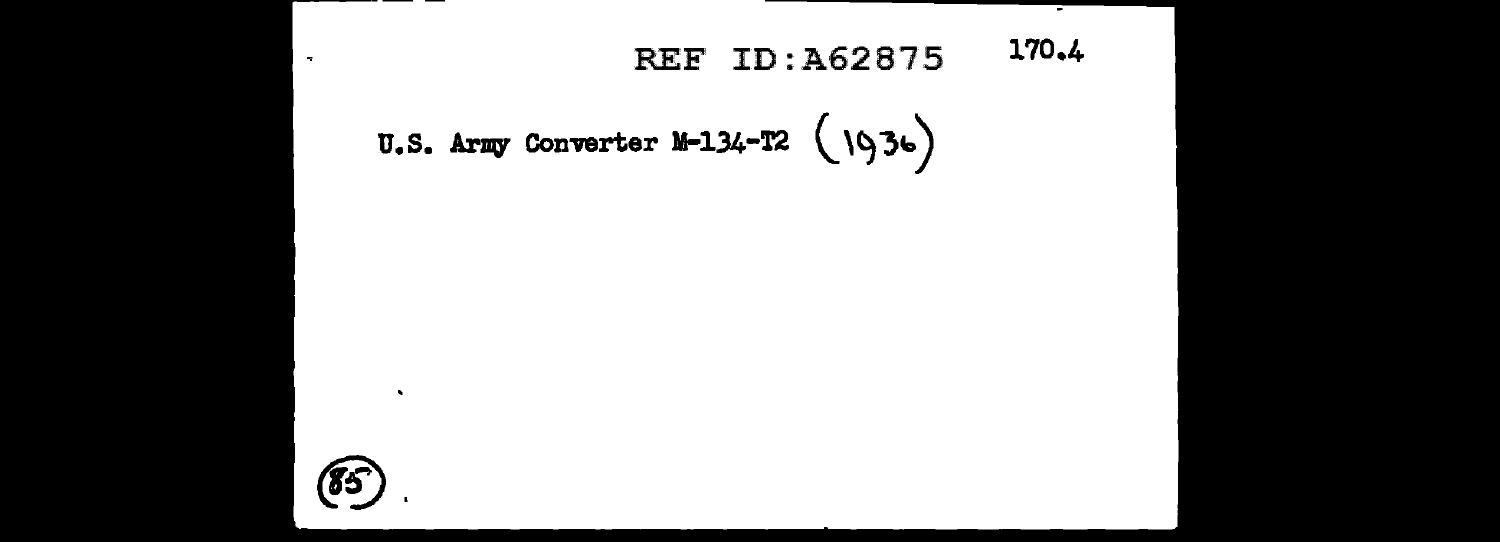REF ID:A62875 170.4

U.S. Army Converter M-134-T2 (1936)

(85)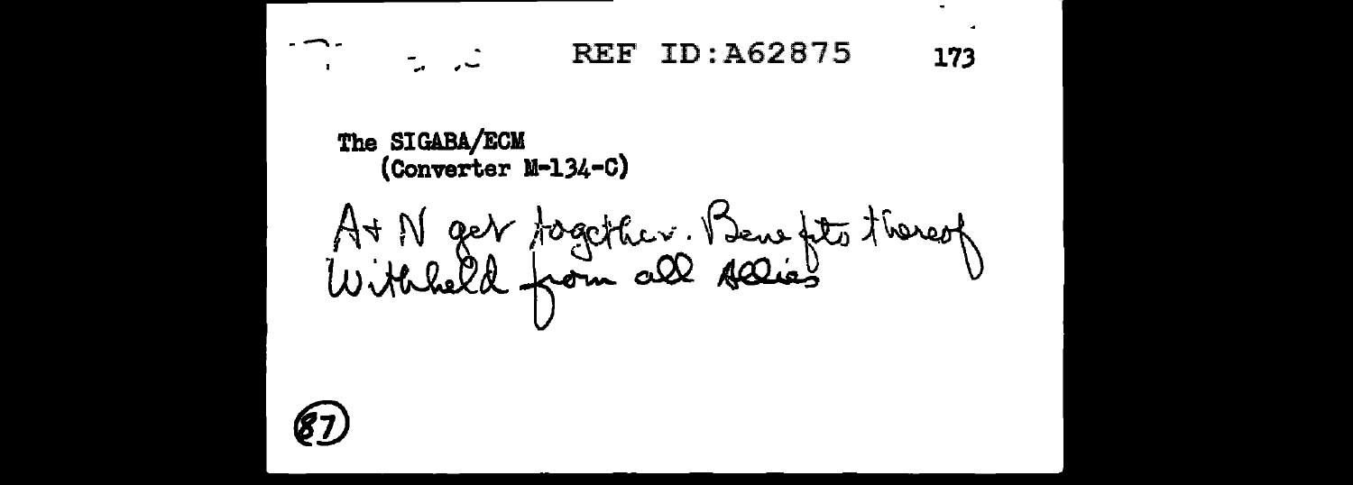The SIGABA/ECM
(Converter M-134-C)

A + N get together. Benefits thereof
Withheld from all Allies

(87)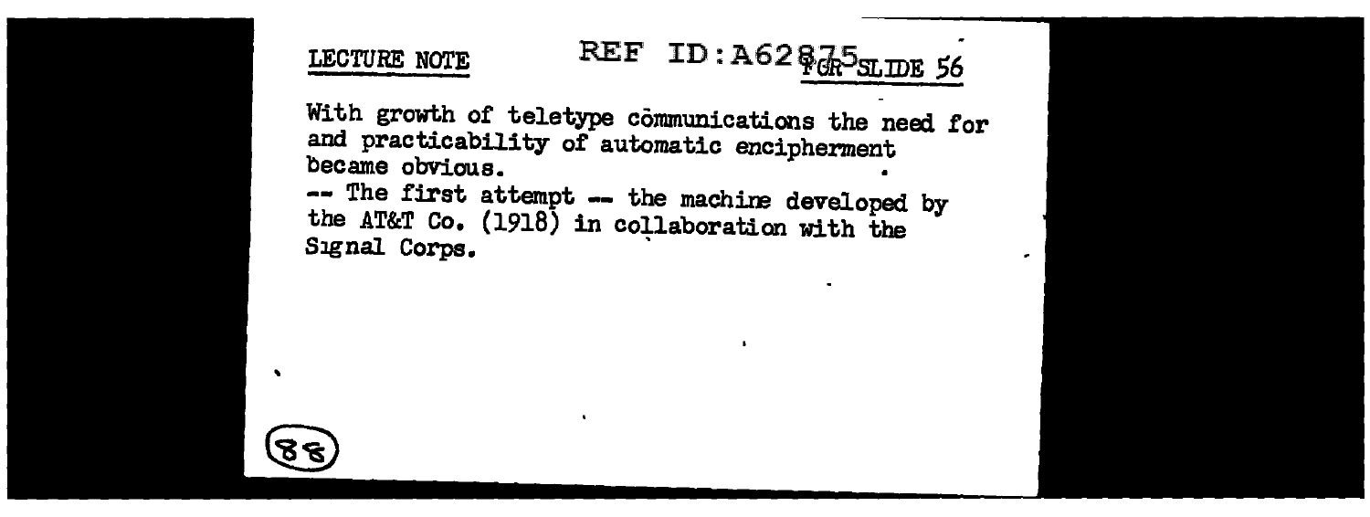LECTURE NOTE FOR SLIDE 56

With growth of teletype communications the need for and practicability of automatic encipherment became obvious.

-- The first attempt -- the machine developed by the AT&T Co. (1918) in collaboration with the Signal Corps.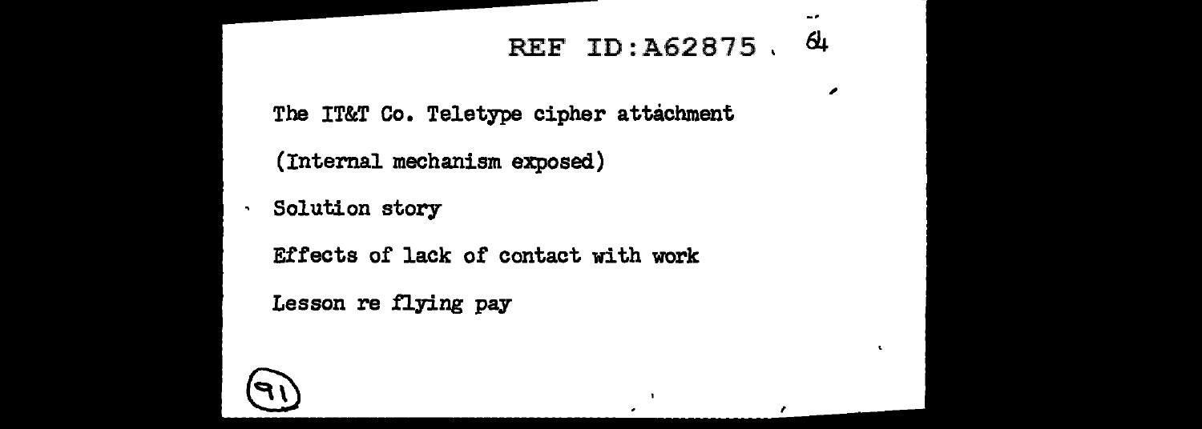The IT&T Co. Teletype cipher attachment

(Internal mechanism exposed)

Solution story

Effects of lack of contact with work

Lesson re flying pay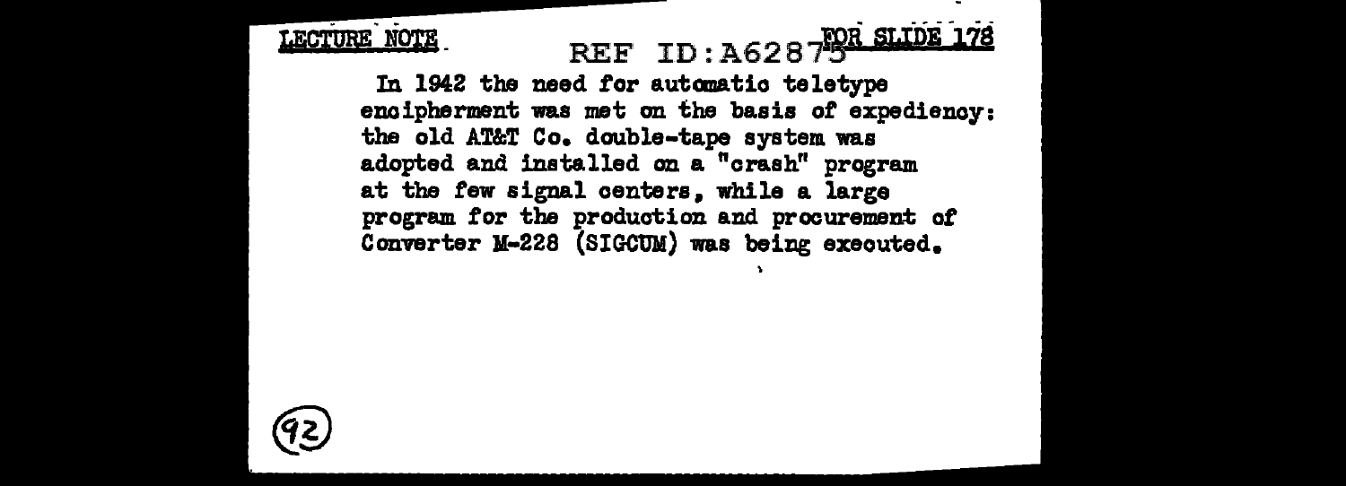**LECTURE NOTE** **FOR SLIDE 178**

In 1942 the need for automatic teletype encipherment was met on the basis of expediency: the old AT&T Co. double-tape system was adopted and installed on a "crash" program at the few signal centers, while a large program for the production and procurement of Converter M-228 (SIGCUM) was being executed.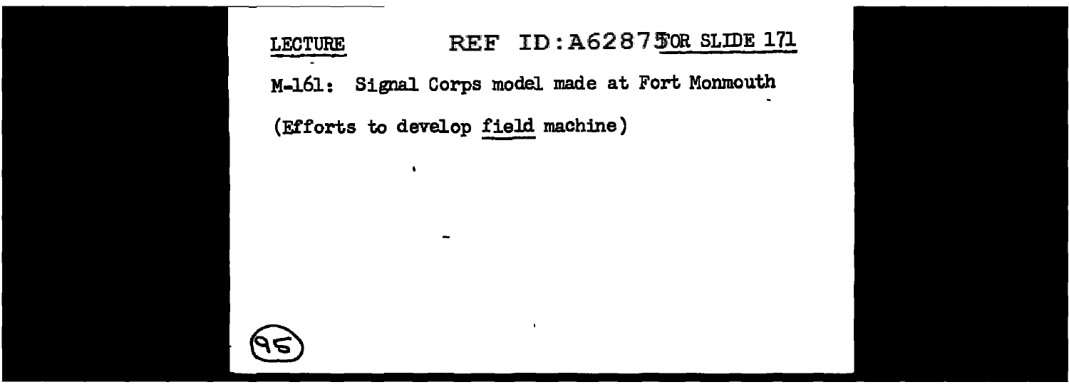LECTURE REF ID:A62875 FOR SLIDE 171

M-161: Signal Corps model made at Fort Monmouth

(Efforts to develop field machine)

(95)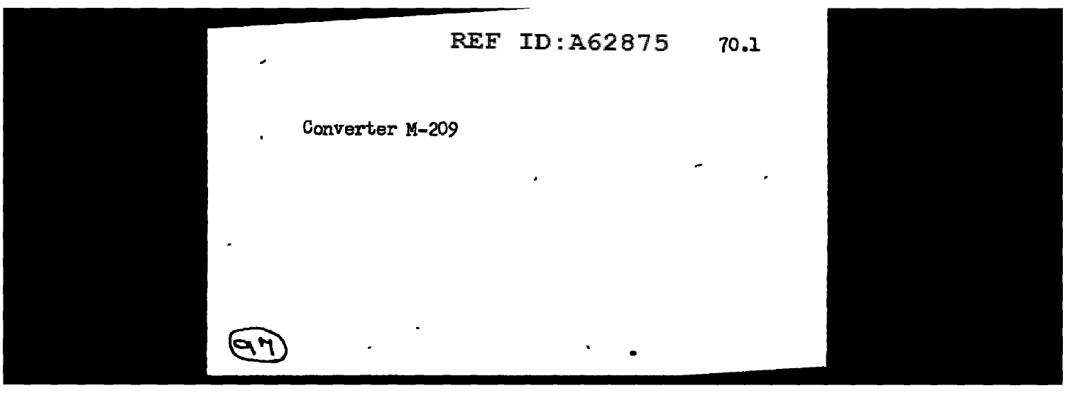REF ID:A62875 70.1

Converter M-209

(97)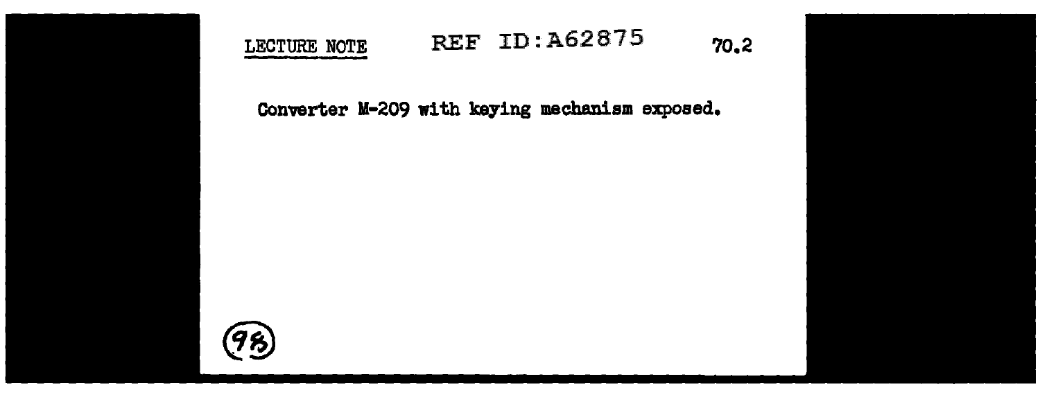LECTURE NOTE REF ID:A62875 70.2

Converter M-209 with keying mechanism exposed.

(98)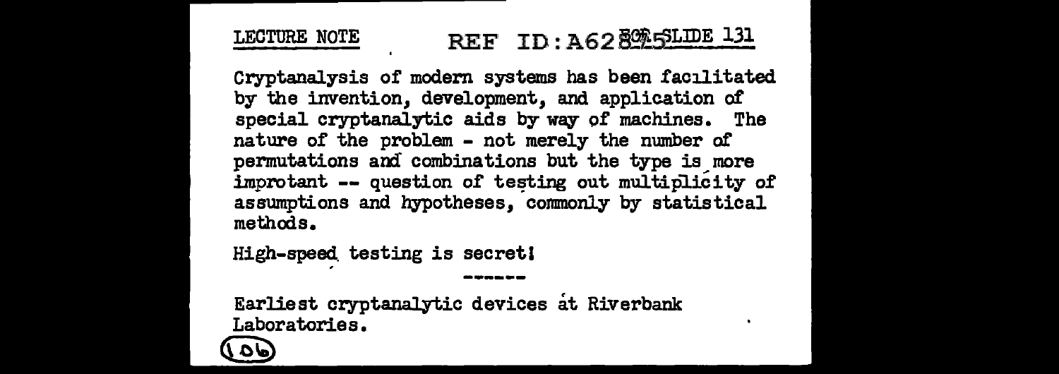LECTURE NOTE FOR SLIDE 131

Cryptanalysis of modern systems has been facilitated by the invention, development, and application of special cryptanalytic aids by way of machines. The nature of the problem - not merely the number of permutations and combinations but the type is more improtant -- question of testing out multiplicity of assumptions and hypotheses, commonly by statistical methods.

High-speed testing is secret!

------

Earliest cryptanalytic devices at Riverbank Laboratories.

106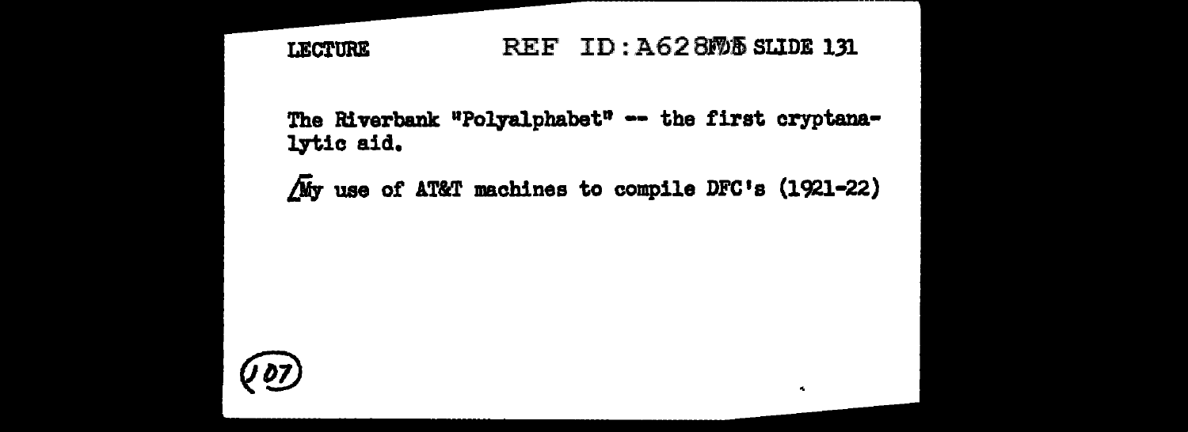LECTURE REF ID:A62895 SLIDE 131

The Riverbank "Polyalphabet" -- the first cryptanalytic aid.

/My use of AT&T machines to compile DFC's (1921-22)

(107)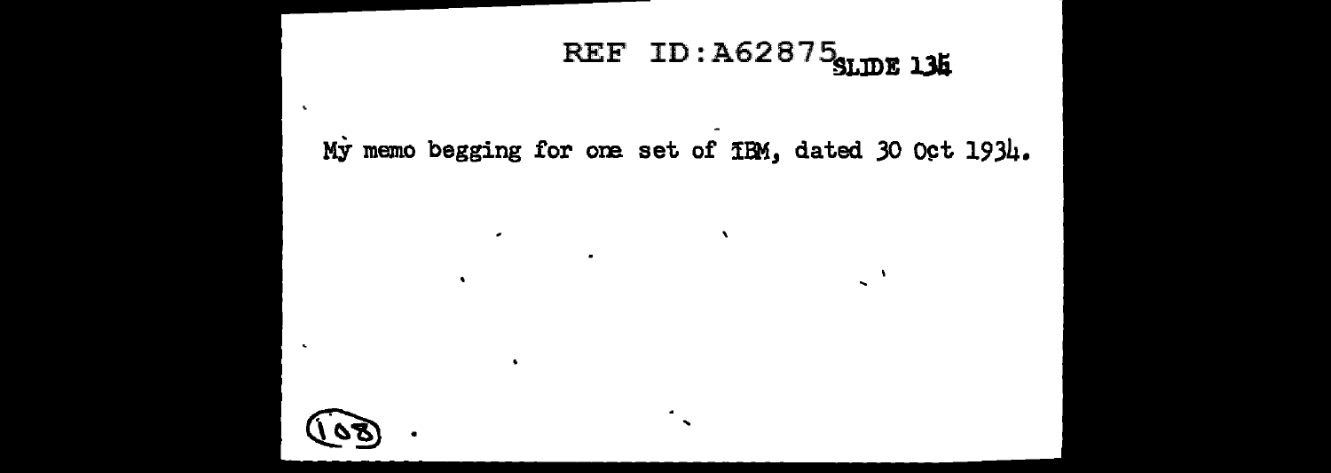REF ID:A62875 SLIDE 136

My memo begging for one set of IBM, dated 30 Oct 1934.

(108)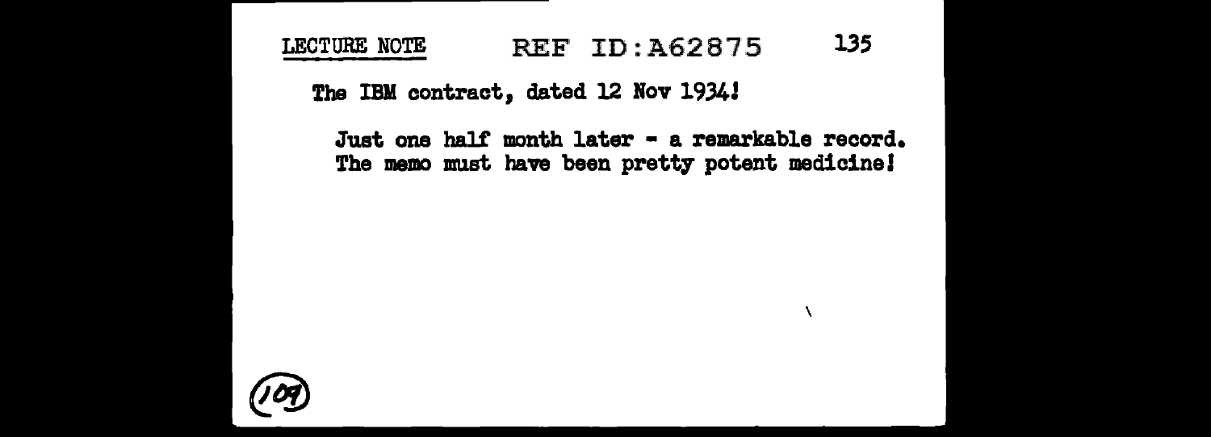LECTURE NOTE

The IBM contract, dated 12 Nov 1934!

Just one half month later - a remarkable record. The memo must have been pretty potent medicine!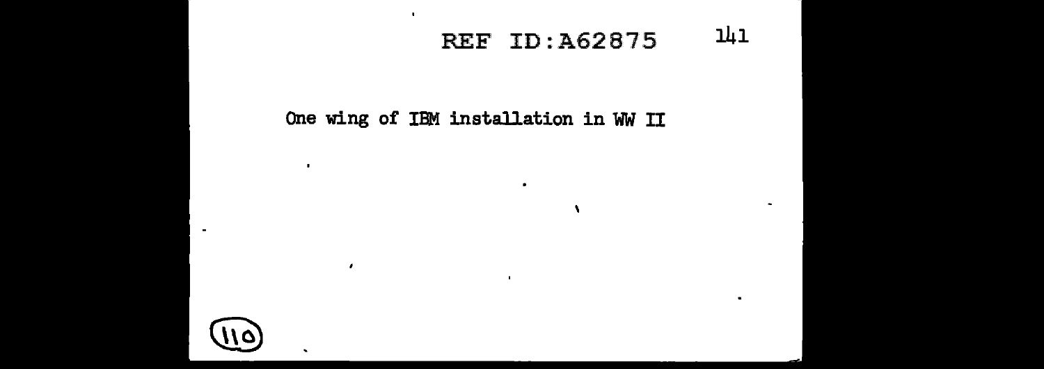One wing of IBM installation in WW II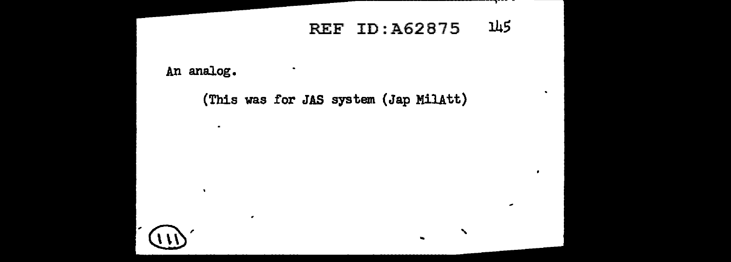An analog.

(This was for JAS system (Jap MilAtt)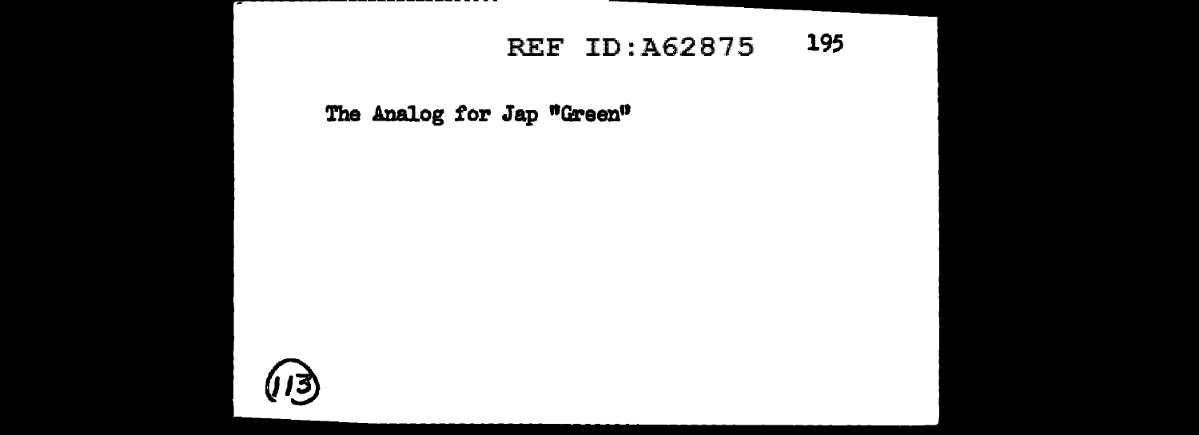The Analog for Jap "Green"

(113)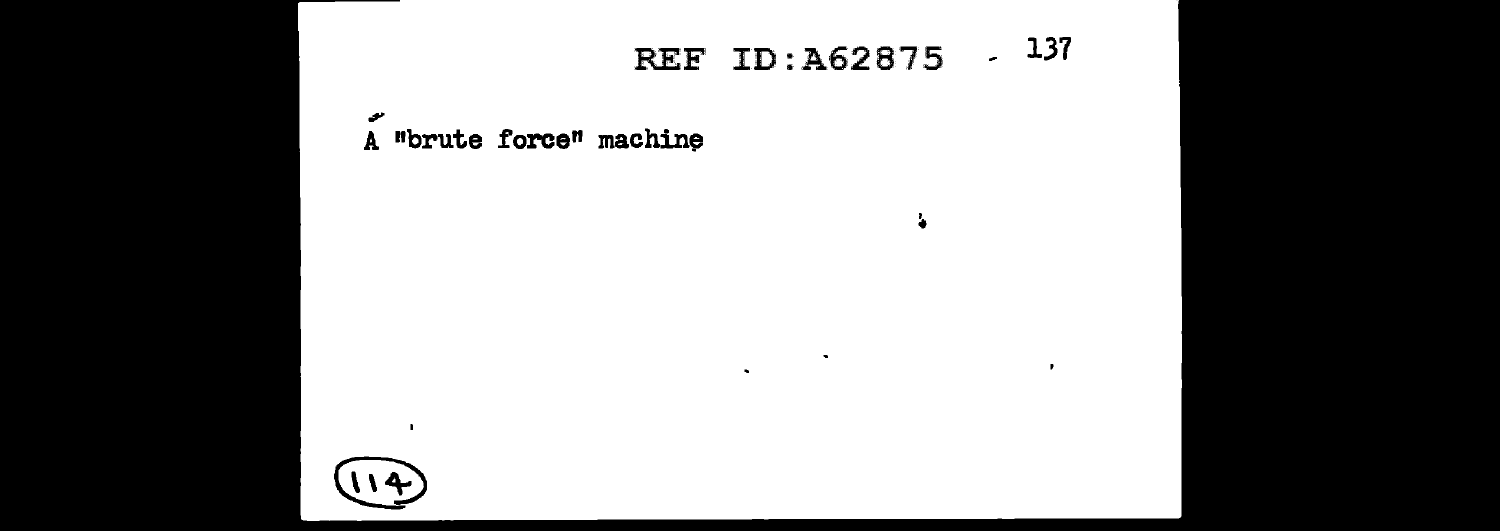A "brute force" machine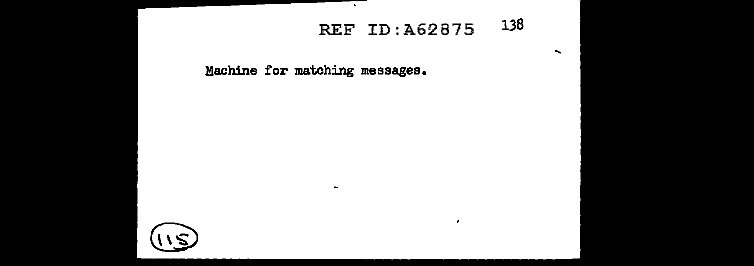Machine for matching messages.

(115)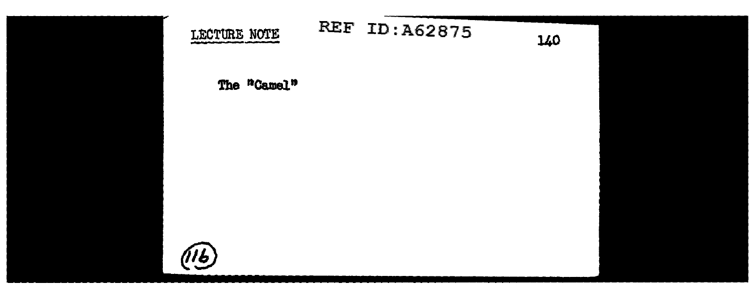LECTURE NOTE REF ID:A62875

The "Camel"

(116)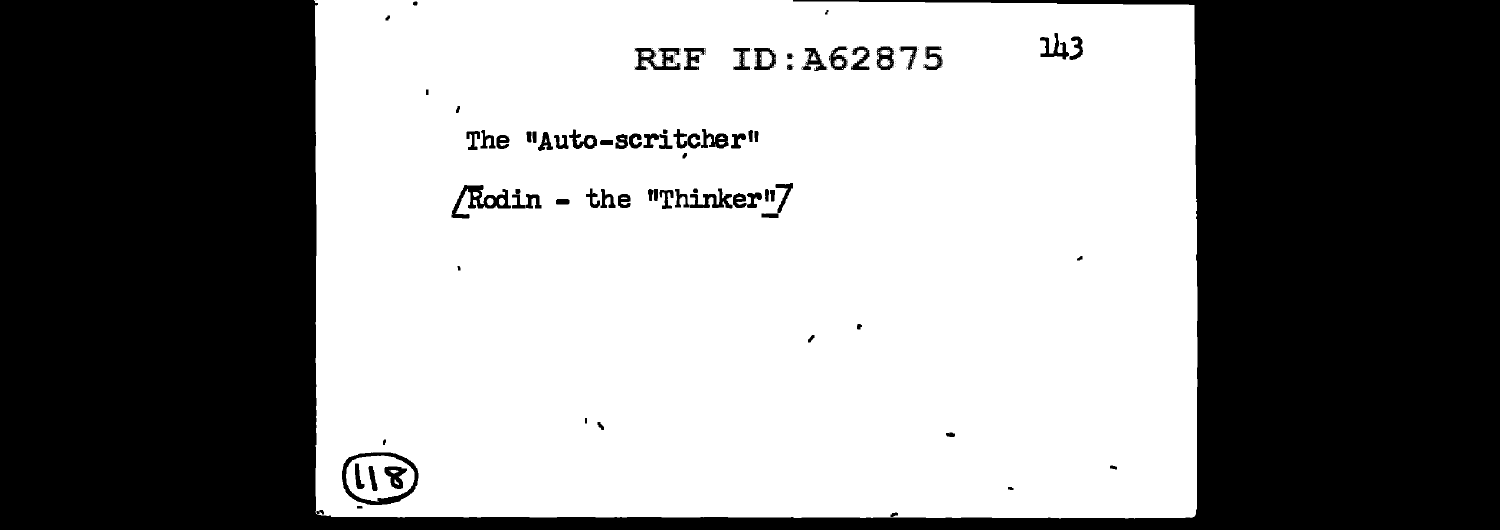The "Auto-scritcher"

/Rodin - the "Thinker"/